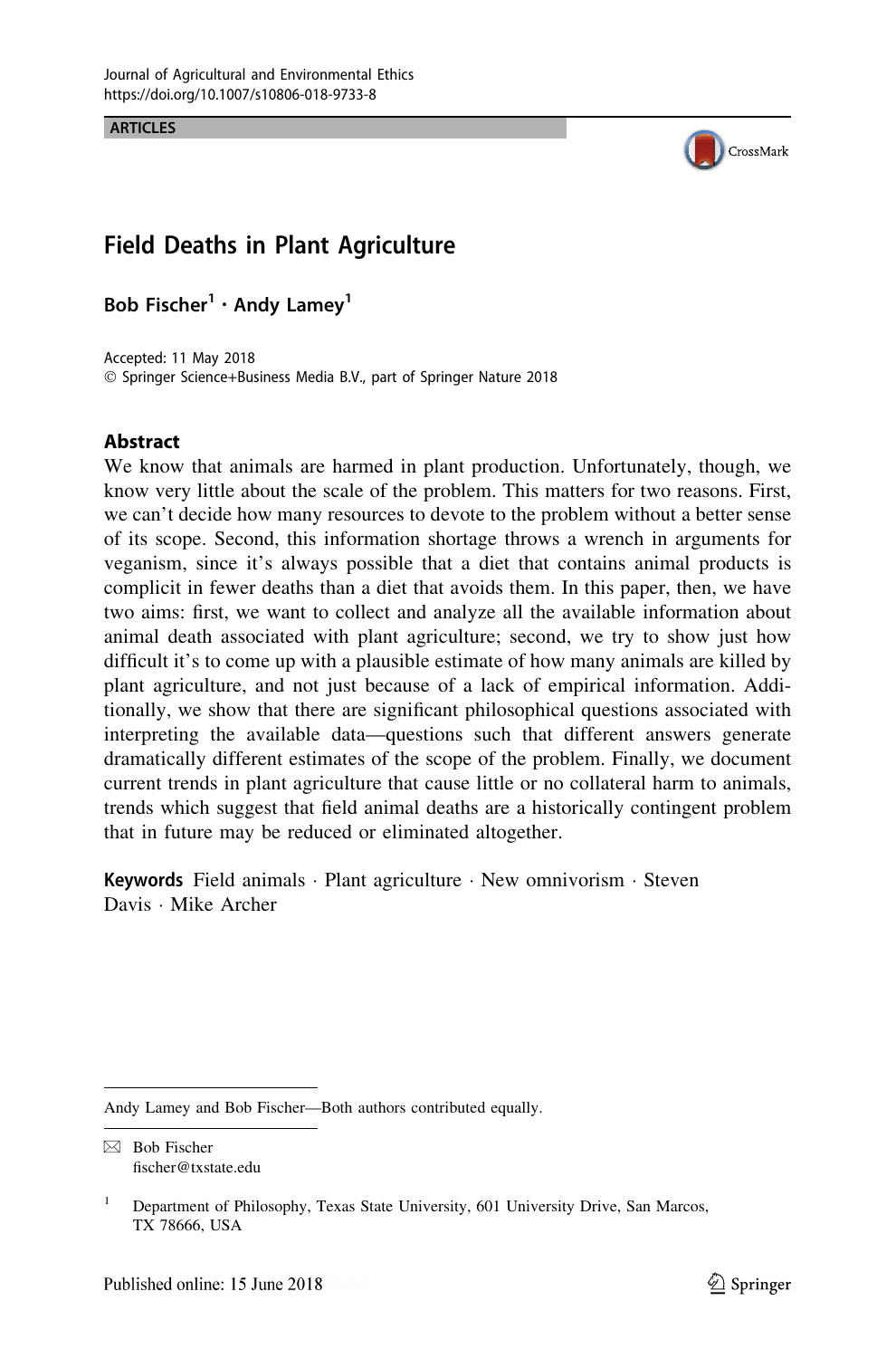Journal of Agricultural and Environmental Ethics
https://doi.org/10.1007/s10806-018-9733-8

ARTICLES

# Field Deaths in Plant Agriculture

**Bob Fischer[1] · Andy Lamey[1]**

Accepted: 11 May 2018
© Springer Science+Business Media B.V., part of Springer Nature 2018

## Abstract

We know that animals are harmed in plant production. Unfortunately, though, we know very little about the scale of the problem. This matters for two reasons. First, we can't decide how many resources to devote to the problem without a better sense of its scope. Second, this information shortage throws a wrench in arguments for veganism, since it's always possible that a diet that contains animal products is complicit in fewer deaths than a diet that avoids them. In this paper, then, we have two aims: first, we want to collect and analyze all the available information about animal death associated with plant agriculture; second, we try to show just how difficult it's to come up with a plausible estimate of how many animals are killed by plant agriculture, and not just because of a lack of empirical information. Additionally, we show that there are significant philosophical questions associated with interpreting the available data—questions such that different answers generate dramatically different estimates of the scope of the problem. Finally, we document current trends in plant agriculture that cause little or no collateral harm to animals, trends which suggest that field animal deaths are a historically contingent problem that in future may be reduced or eliminated altogether.

**Keywords** Field animals · Plant agriculture · New omnivorism · Steven Davis · Mike Archer

---

Andy Lamey and Bob Fischer—Both authors contributed equally.

✉ Bob Fischer
fischer@txstate.edu

[1] Department of Philosophy, Texas State University, 601 University Drive, San Marcos, TX 78666, USA

Published online: 15 June 2018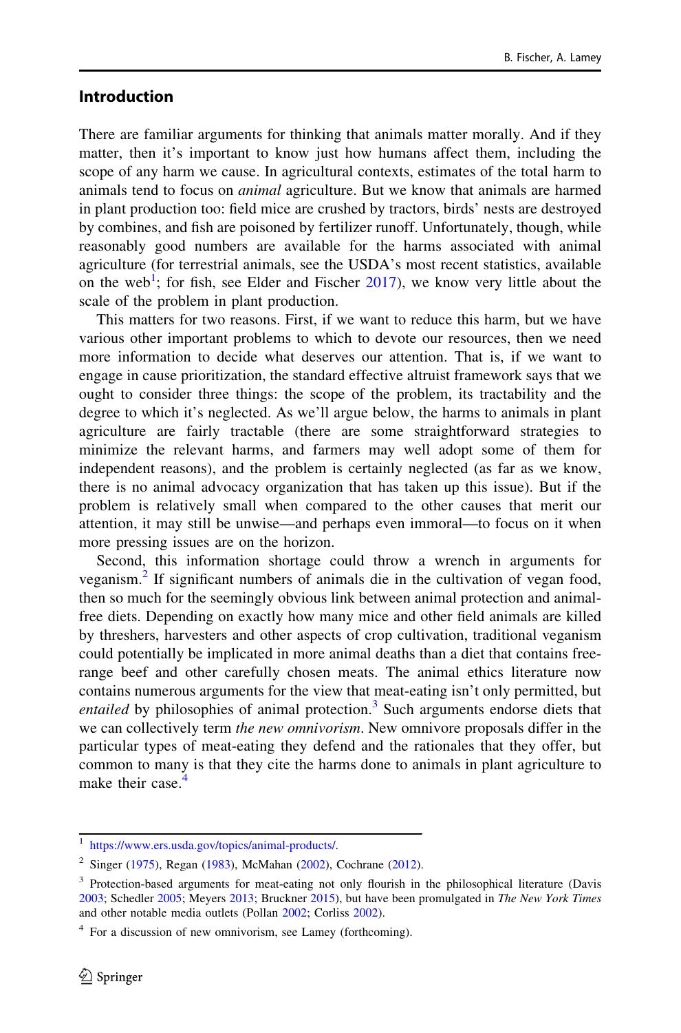## Introduction

There are familiar arguments for thinking that animals matter morally. And if they matter, then it's important to know just how humans affect them, including the scope of any harm we cause. In agricultural contexts, estimates of the total harm to animals tend to focus on *animal* agriculture. But we know that animals are harmed in plant production too: field mice are crushed by tractors, birds' nests are destroyed by combines, and fish are poisoned by fertilizer runoff. Unfortunately, though, while reasonably good numbers are available for the harms associated with animal agriculture (for terrestrial animals, see the USDA's most recent statistics, available on the web[1]; for fish, see Elder and Fischer 2017), we know very little about the scale of the problem in plant production.

This matters for two reasons. First, if we want to reduce this harm, but we have various other important problems to which to devote our resources, then we need more information to decide what deserves our attention. That is, if we want to engage in cause prioritization, the standard effective altruist framework says that we ought to consider three things: the scope of the problem, its tractability and the degree to which it's neglected. As we'll argue below, the harms to animals in plant agriculture are fairly tractable (there are some straightforward strategies to minimize the relevant harms, and farmers may well adopt some of them for independent reasons), and the problem is certainly neglected (as far as we know, there is no animal advocacy organization that has taken up this issue). But if the problem is relatively small when compared to the other causes that merit our attention, it may still be unwise—and perhaps even immoral—to focus on it when more pressing issues are on the horizon.

Second, this information shortage could throw a wrench in arguments for veganism.[2] If significant numbers of animals die in the cultivation of vegan food, then so much for the seemingly obvious link between animal protection and animal-free diets. Depending on exactly how many mice and other field animals are killed by threshers, harvesters and other aspects of crop cultivation, traditional veganism could potentially be implicated in more animal deaths than a diet that contains free-range beef and other carefully chosen meats. The animal ethics literature now contains numerous arguments for the view that meat-eating isn't only permitted, but *entailed* by philosophies of animal protection.[3] Such arguments endorse diets that we can collectively term *the new omnivorism*. New omnivore proposals differ in the particular types of meat-eating they defend and the rationales that they offer, but common to many is that they cite the harms done to animals in plant agriculture to make their case.[4]

---

[1] https://www.ers.usda.gov/topics/animal-products/.

[2] Singer (1975), Regan (1983), McMahan (2002), Cochrane (2012).

[3] Protection-based arguments for meat-eating not only flourish in the philosophical literature (Davis 2003; Schedler 2005; Meyers 2013; Bruckner 2015), but have been promulgated in *The New York Times* and other notable media outlets (Pollan 2002; Corliss 2002).

[4] For a discussion of new omnivorism, see Lamey (forthcoming).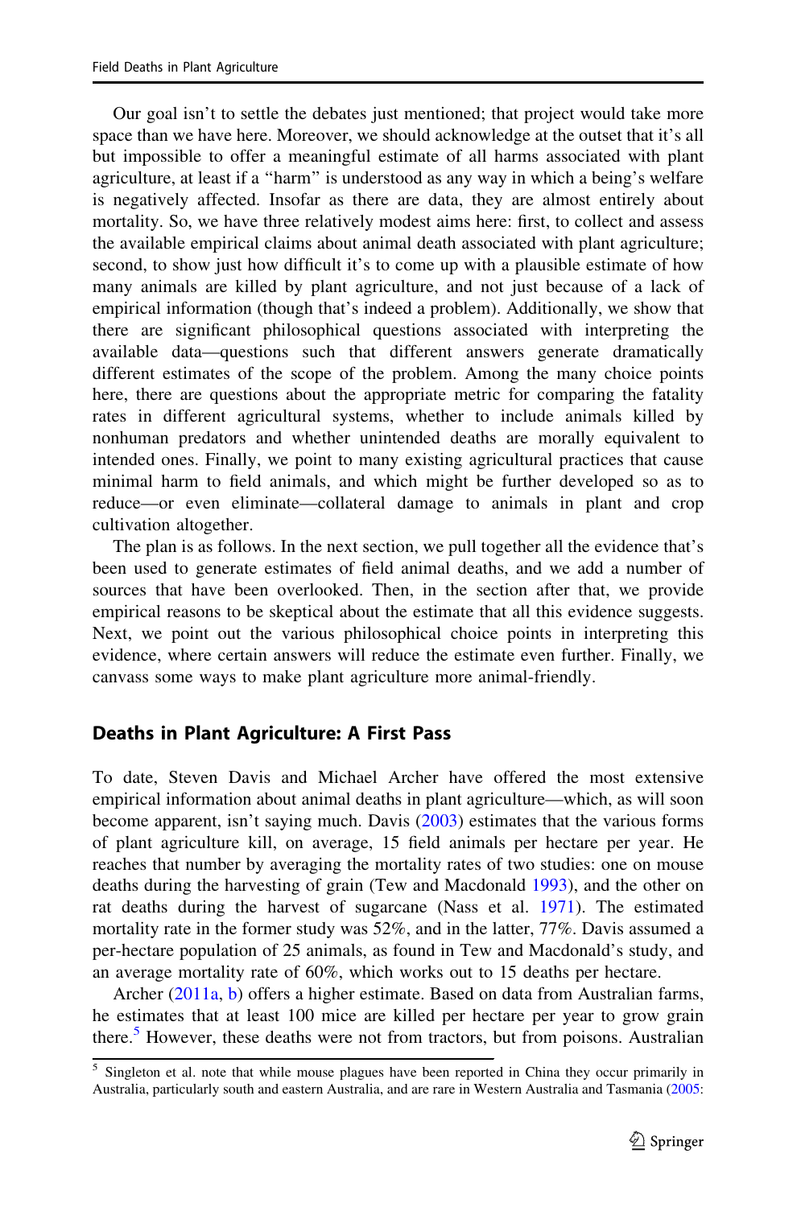Our goal isn't to settle the debates just mentioned; that project would take more space than we have here. Moreover, we should acknowledge at the outset that it's all but impossible to offer a meaningful estimate of all harms associated with plant agriculture, at least if a "harm" is understood as any way in which a being's welfare is negatively affected. Insofar as there are data, they are almost entirely about mortality. So, we have three relatively modest aims here: first, to collect and assess the available empirical claims about animal death associated with plant agriculture; second, to show just how difficult it's to come up with a plausible estimate of how many animals are killed by plant agriculture, and not just because of a lack of empirical information (though that's indeed a problem). Additionally, we show that there are significant philosophical questions associated with interpreting the available data—questions such that different answers generate dramatically different estimates of the scope of the problem. Among the many choice points here, there are questions about the appropriate metric for comparing the fatality rates in different agricultural systems, whether to include animals killed by nonhuman predators and whether unintended deaths are morally equivalent to intended ones. Finally, we point to many existing agricultural practices that cause minimal harm to field animals, and which might be further developed so as to reduce—or even eliminate—collateral damage to animals in plant and crop cultivation altogether.

The plan is as follows. In the next section, we pull together all the evidence that's been used to generate estimates of field animal deaths, and we add a number of sources that have been overlooked. Then, in the section after that, we provide empirical reasons to be skeptical about the estimate that all this evidence suggests. Next, we point out the various philosophical choice points in interpreting this evidence, where certain answers will reduce the estimate even further. Finally, we canvass some ways to make plant agriculture more animal-friendly.

## Deaths in Plant Agriculture: A First Pass

To date, Steven Davis and Michael Archer have offered the most extensive empirical information about animal deaths in plant agriculture—which, as will soon become apparent, isn't saying much. Davis (2003) estimates that the various forms of plant agriculture kill, on average, 15 field animals per hectare per year. He reaches that number by averaging the mortality rates of two studies: one on mouse deaths during the harvesting of grain (Tew and Macdonald 1993), and the other on rat deaths during the harvest of sugarcane (Nass et al. 1971). The estimated mortality rate in the former study was 52%, and in the latter, 77%. Davis assumed a per-hectare population of 25 animals, as found in Tew and Macdonald's study, and an average mortality rate of 60%, which works out to 15 deaths per hectare.

Archer (2011a, b) offers a higher estimate. Based on data from Australian farms, he estimates that at least 100 mice are killed per hectare per year to grow grain there.[5] However, these deaths were not from tractors, but from poisons. Australian

[5] Singleton et al. note that while mouse plagues have been reported in China they occur primarily in Australia, particularly south and eastern Australia, and are rare in Western Australia and Tasmania (2005: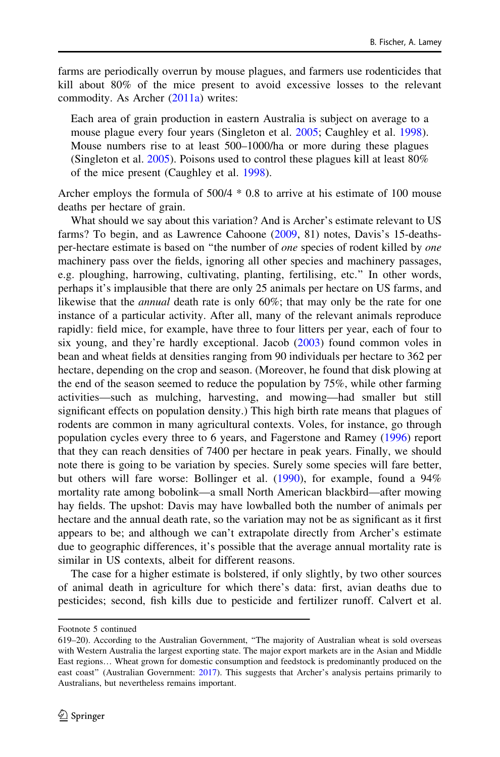farms are periodically overrun by mouse plagues, and farmers use rodenticides that kill about 80% of the mice present to avoid excessive losses to the relevant commodity. As Archer (2011a) writes:

> Each area of grain production in eastern Australia is subject on average to a mouse plague every four years (Singleton et al. 2005; Caughley et al. 1998). Mouse numbers rise to at least 500–1000/ha or more during these plagues (Singleton et al. 2005). Poisons used to control these plagues kill at least 80% of the mice present (Caughley et al. 1998).

Archer employs the formula of 500/4 * 0.8 to arrive at his estimate of 100 mouse deaths per hectare of grain.

What should we say about this variation? And is Archer's estimate relevant to US farms? To begin, and as Lawrence Cahoone (2009, 81) notes, Davis's 15-deaths-per-hectare estimate is based on "the number of *one* species of rodent killed by *one* machinery pass over the fields, ignoring all other species and machinery passages, e.g. ploughing, harrowing, cultivating, planting, fertilising, etc." In other words, perhaps it's implausible that there are only 25 animals per hectare on US farms, and likewise that the *annual* death rate is only 60%; that may only be the rate for one instance of a particular activity. After all, many of the relevant animals reproduce rapidly: field mice, for example, have three to four litters per year, each of four to six young, and they're hardly exceptional. Jacob (2003) found common voles in bean and wheat fields at densities ranging from 90 individuals per hectare to 362 per hectare, depending on the crop and season. (Moreover, he found that disk plowing at the end of the season seemed to reduce the population by 75%, while other farming activities—such as mulching, harvesting, and mowing—had smaller but still significant effects on population density.) This high birth rate means that plagues of rodents are common in many agricultural contexts. Voles, for instance, go through population cycles every three to 6 years, and Fagerstone and Ramey (1996) report that they can reach densities of 7400 per hectare in peak years. Finally, we should note there is going to be variation by species. Surely some species will fare better, but others will fare worse: Bollinger et al. (1990), for example, found a 94% mortality rate among bobolink—a small North American blackbird—after mowing hay fields. The upshot: Davis may have lowballed both the number of animals per hectare and the annual death rate, so the variation may not be as significant as it first appears to be; and although we can't extrapolate directly from Archer's estimate due to geographic differences, it's possible that the average annual mortality rate is similar in US contexts, albeit for different reasons.

The case for a higher estimate is bolstered, if only slightly, by two other sources of animal death in agriculture for which there's data: first, avian deaths due to pesticides; second, fish kills due to pesticide and fertilizer runoff. Calvert et al.

---

Footnote 5 continued

619–20). According to the Australian Government, "The majority of Australian wheat is sold overseas with Western Australia the largest exporting state. The major export markets are in the Asian and Middle East regions… Wheat grown for domestic consumption and feedstock is predominantly produced on the east coast" (Australian Government: 2017). This suggests that Archer's analysis pertains primarily to Australians, but nevertheless remains important.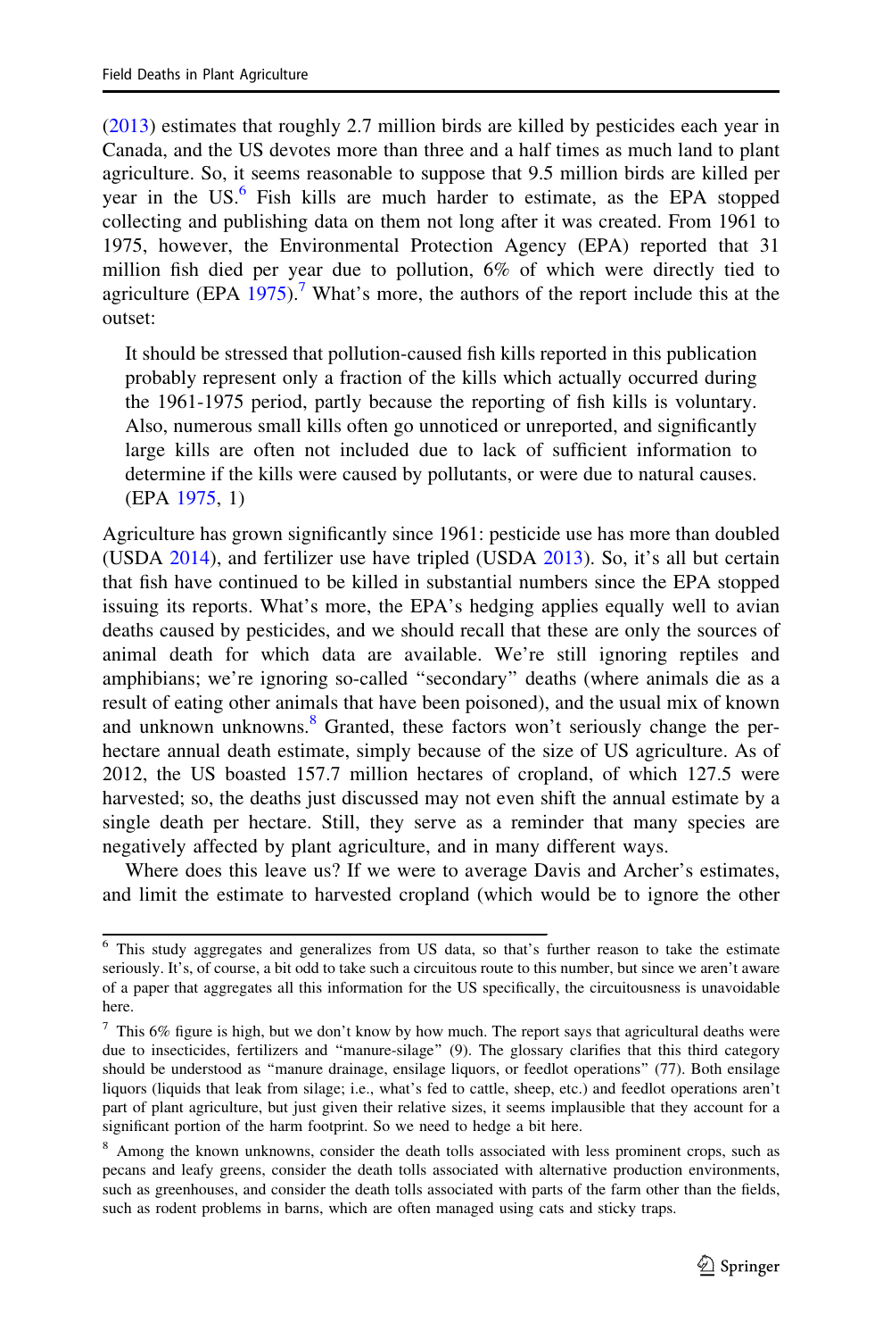(2013) estimates that roughly 2.7 million birds are killed by pesticides each year in Canada, and the US devotes more than three and a half times as much land to plant agriculture. So, it seems reasonable to suppose that 9.5 million birds are killed per year in the US.[6] Fish kills are much harder to estimate, as the EPA stopped collecting and publishing data on them not long after it was created. From 1961 to 1975, however, the Environmental Protection Agency (EPA) reported that 31 million fish died per year due to pollution, 6% of which were directly tied to agriculture (EPA 1975).[7] What's more, the authors of the report include this at the outset:

> It should be stressed that pollution-caused fish kills reported in this publication probably represent only a fraction of the kills which actually occurred during the 1961-1975 period, partly because the reporting of fish kills is voluntary. Also, numerous small kills often go unnoticed or unreported, and significantly large kills are often not included due to lack of sufficient information to determine if the kills were caused by pollutants, or were due to natural causes. (EPA 1975, 1)

Agriculture has grown significantly since 1961: pesticide use has more than doubled (USDA 2014), and fertilizer use have tripled (USDA 2013). So, it's all but certain that fish have continued to be killed in substantial numbers since the EPA stopped issuing its reports. What's more, the EPA's hedging applies equally well to avian deaths caused by pesticides, and we should recall that these are only the sources of animal death for which data are available. We're still ignoring reptiles and amphibians; we're ignoring so-called "secondary" deaths (where animals die as a result of eating other animals that have been poisoned), and the usual mix of known and unknown unknowns.[8] Granted, these factors won't seriously change the per-hectare annual death estimate, simply because of the size of US agriculture. As of 2012, the US boasted 157.7 million hectares of cropland, of which 127.5 were harvested; so, the deaths just discussed may not even shift the annual estimate by a single death per hectare. Still, they serve as a reminder that many species are negatively affected by plant agriculture, and in many different ways.

Where does this leave us? If we were to average Davis and Archer's estimates, and limit the estimate to harvested cropland (which would be to ignore the other

---

[6] This study aggregates and generalizes from US data, so that's further reason to take the estimate seriously. It's, of course, a bit odd to take such a circuitous route to this number, but since we aren't aware of a paper that aggregates all this information for the US specifically, the circuitousness is unavoidable here.

[7] This 6% figure is high, but we don't know by how much. The report says that agricultural deaths were due to insecticides, fertilizers and "manure-silage" (9). The glossary clarifies that this third category should be understood as "manure drainage, ensilage liquors, or feedlot operations" (77). Both ensilage liquors (liquids that leak from silage; i.e., what's fed to cattle, sheep, etc.) and feedlot operations aren't part of plant agriculture, but just given their relative sizes, it seems implausible that they account for a significant portion of the harm footprint. So we need to hedge a bit here.

[8] Among the known unknowns, consider the death tolls associated with less prominent crops, such as pecans and leafy greens, consider the death tolls associated with alternative production environments, such as greenhouses, and consider the death tolls associated with parts of the farm other than the fields, such as rodent problems in barns, which are often managed using cats and sticky traps.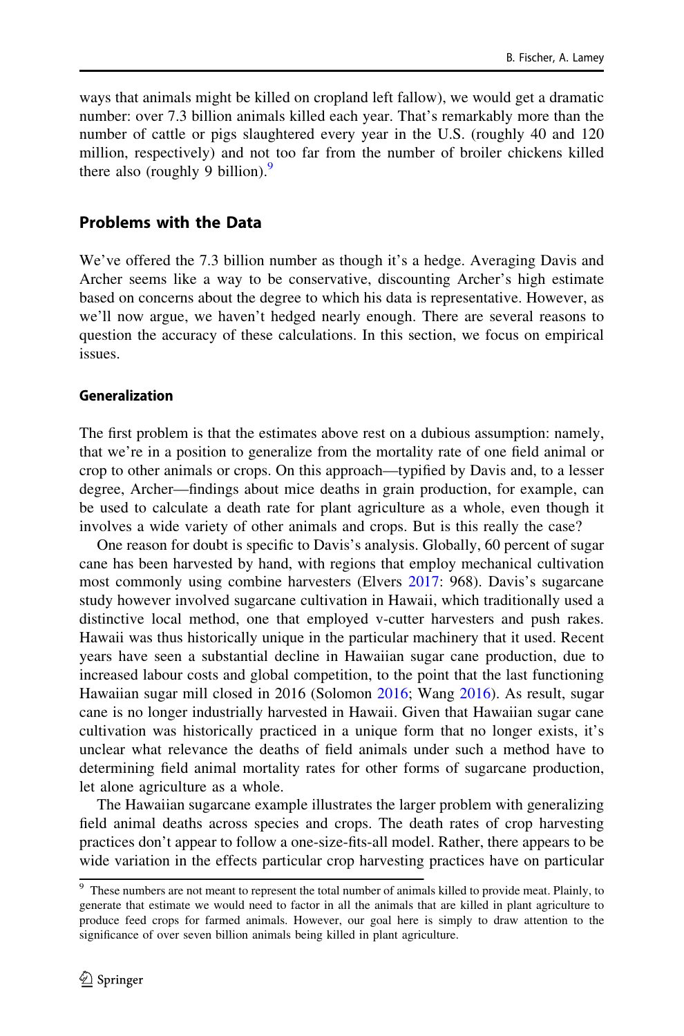ways that animals might be killed on cropland left fallow), we would get a dramatic number: over 7.3 billion animals killed each year. That's remarkably more than the number of cattle or pigs slaughtered every year in the U.S. (roughly 40 and 120 million, respectively) and not too far from the number of broiler chickens killed there also (roughly 9 billion).[9]

## Problems with the Data

We've offered the 7.3 billion number as though it's a hedge. Averaging Davis and Archer seems like a way to be conservative, discounting Archer's high estimate based on concerns about the degree to which his data is representative. However, as we'll now argue, we haven't hedged nearly enough. There are several reasons to question the accuracy of these calculations. In this section, we focus on empirical issues.

### Generalization

The first problem is that the estimates above rest on a dubious assumption: namely, that we're in a position to generalize from the mortality rate of one field animal or crop to other animals or crops. On this approach—typified by Davis and, to a lesser degree, Archer—findings about mice deaths in grain production, for example, can be used to calculate a death rate for plant agriculture as a whole, even though it involves a wide variety of other animals and crops. But is this really the case?

One reason for doubt is specific to Davis's analysis. Globally, 60 percent of sugar cane has been harvested by hand, with regions that employ mechanical cultivation most commonly using combine harvesters (Elvers 2017: 968). Davis's sugarcane study however involved sugarcane cultivation in Hawaii, which traditionally used a distinctive local method, one that employed v-cutter harvesters and push rakes. Hawaii was thus historically unique in the particular machinery that it used. Recent years have seen a substantial decline in Hawaiian sugar cane production, due to increased labour costs and global competition, to the point that the last functioning Hawaiian sugar mill closed in 2016 (Solomon 2016; Wang 2016). As result, sugar cane is no longer industrially harvested in Hawaii. Given that Hawaiian sugar cane cultivation was historically practiced in a unique form that no longer exists, it's unclear what relevance the deaths of field animals under such a method have to determining field animal mortality rates for other forms of sugarcane production, let alone agriculture as a whole.

The Hawaiian sugarcane example illustrates the larger problem with generalizing field animal deaths across species and crops. The death rates of crop harvesting practices don't appear to follow a one-size-fits-all model. Rather, there appears to be wide variation in the effects particular crop harvesting practices have on particular

[9] These numbers are not meant to represent the total number of animals killed to provide meat. Plainly, to generate that estimate we would need to factor in all the animals that are killed in plant agriculture to produce feed crops for farmed animals. However, our goal here is simply to draw attention to the significance of over seven billion animals being killed in plant agriculture.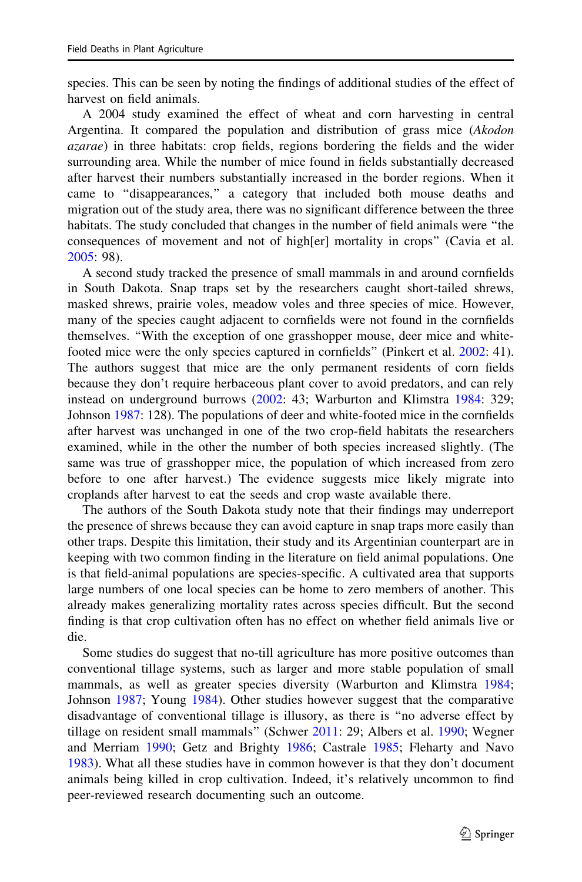species. This can be seen by noting the findings of additional studies of the effect of harvest on field animals.

A 2004 study examined the effect of wheat and corn harvesting in central Argentina. It compared the population and distribution of grass mice (*Akodon azarae*) in three habitats: crop fields, regions bordering the fields and the wider surrounding area. While the number of mice found in fields substantially decreased after harvest their numbers substantially increased in the border regions. When it came to "disappearances," a category that included both mouse deaths and migration out of the study area, there was no significant difference between the three habitats. The study concluded that changes in the number of field animals were "the consequences of movement and not of high[er] mortality in crops" (Cavia et al. 2005: 98).

A second study tracked the presence of small mammals in and around cornfields in South Dakota. Snap traps set by the researchers caught short-tailed shrews, masked shrews, prairie voles, meadow voles and three species of mice. However, many of the species caught adjacent to cornfields were not found in the cornfields themselves. "With the exception of one grasshopper mouse, deer mice and white-footed mice were the only species captured in cornfields" (Pinkert et al. 2002: 41). The authors suggest that mice are the only permanent residents of corn fields because they don't require herbaceous plant cover to avoid predators, and can rely instead on underground burrows (2002: 43; Warburton and Klimstra 1984: 329; Johnson 1987: 128). The populations of deer and white-footed mice in the cornfields after harvest was unchanged in one of the two crop-field habitats the researchers examined, while in the other the number of both species increased slightly. (The same was true of grasshopper mice, the population of which increased from zero before to one after harvest.) The evidence suggests mice likely migrate into croplands after harvest to eat the seeds and crop waste available there.

The authors of the South Dakota study note that their findings may underreport the presence of shrews because they can avoid capture in snap traps more easily than other traps. Despite this limitation, their study and its Argentinian counterpart are in keeping with two common finding in the literature on field animal populations. One is that field-animal populations are species-specific. A cultivated area that supports large numbers of one local species can be home to zero members of another. This already makes generalizing mortality rates across species difficult. But the second finding is that crop cultivation often has no effect on whether field animals live or die.

Some studies do suggest that no-till agriculture has more positive outcomes than conventional tillage systems, such as larger and more stable population of small mammals, as well as greater species diversity (Warburton and Klimstra 1984; Johnson 1987; Young 1984). Other studies however suggest that the comparative disadvantage of conventional tillage is illusory, as there is "no adverse effect by tillage on resident small mammals" (Schwer 2011: 29; Albers et al. 1990; Wegner and Merriam 1990; Getz and Brighty 1986; Castrale 1985; Fleharty and Navo 1983). What all these studies have in common however is that they don't document animals being killed in crop cultivation. Indeed, it's relatively uncommon to find peer-reviewed research documenting such an outcome.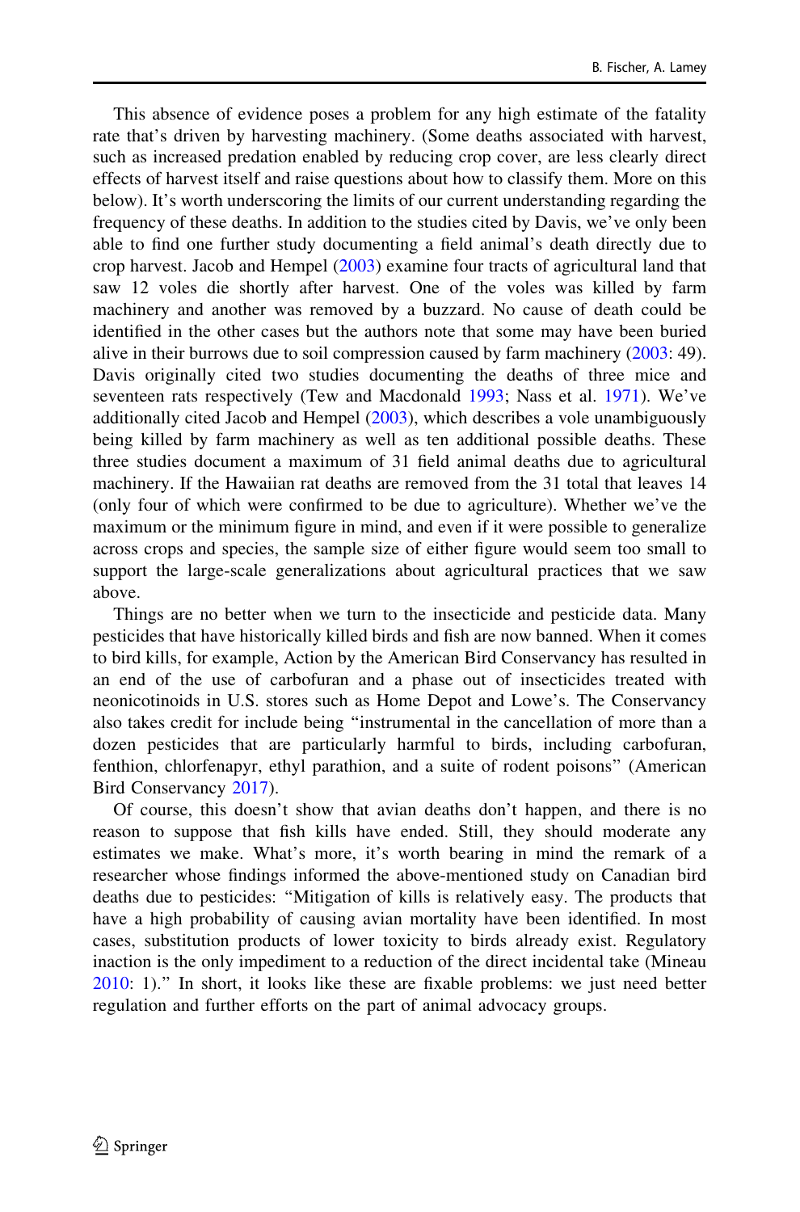This absence of evidence poses a problem for any high estimate of the fatality rate that's driven by harvesting machinery. (Some deaths associated with harvest, such as increased predation enabled by reducing crop cover, are less clearly direct effects of harvest itself and raise questions about how to classify them. More on this below). It's worth underscoring the limits of our current understanding regarding the frequency of these deaths. In addition to the studies cited by Davis, we've only been able to find one further study documenting a field animal's death directly due to crop harvest. Jacob and Hempel (2003) examine four tracts of agricultural land that saw 12 voles die shortly after harvest. One of the voles was killed by farm machinery and another was removed by a buzzard. No cause of death could be identified in the other cases but the authors note that some may have been buried alive in their burrows due to soil compression caused by farm machinery (2003: 49). Davis originally cited two studies documenting the deaths of three mice and seventeen rats respectively (Tew and Macdonald 1993; Nass et al. 1971). We've additionally cited Jacob and Hempel (2003), which describes a vole unambiguously being killed by farm machinery as well as ten additional possible deaths. These three studies document a maximum of 31 field animal deaths due to agricultural machinery. If the Hawaiian rat deaths are removed from the 31 total that leaves 14 (only four of which were confirmed to be due to agriculture). Whether we've the maximum or the minimum figure in mind, and even if it were possible to generalize across crops and species, the sample size of either figure would seem too small to support the large-scale generalizations about agricultural practices that we saw above.

Things are no better when we turn to the insecticide and pesticide data. Many pesticides that have historically killed birds and fish are now banned. When it comes to bird kills, for example, Action by the American Bird Conservancy has resulted in an end of the use of carbofuran and a phase out of insecticides treated with neonicotinoids in U.S. stores such as Home Depot and Lowe's. The Conservancy also takes credit for include being "instrumental in the cancellation of more than a dozen pesticides that are particularly harmful to birds, including carbofuran, fenthion, chlorfenapyr, ethyl parathion, and a suite of rodent poisons" (American Bird Conservancy 2017).

Of course, this doesn't show that avian deaths don't happen, and there is no reason to suppose that fish kills have ended. Still, they should moderate any estimates we make. What's more, it's worth bearing in mind the remark of a researcher whose findings informed the above-mentioned study on Canadian bird deaths due to pesticides: "Mitigation of kills is relatively easy. The products that have a high probability of causing avian mortality have been identified. In most cases, substitution products of lower toxicity to birds already exist. Regulatory inaction is the only impediment to a reduction of the direct incidental take (Mineau 2010: 1)." In short, it looks like these are fixable problems: we just need better regulation and further efforts on the part of animal advocacy groups.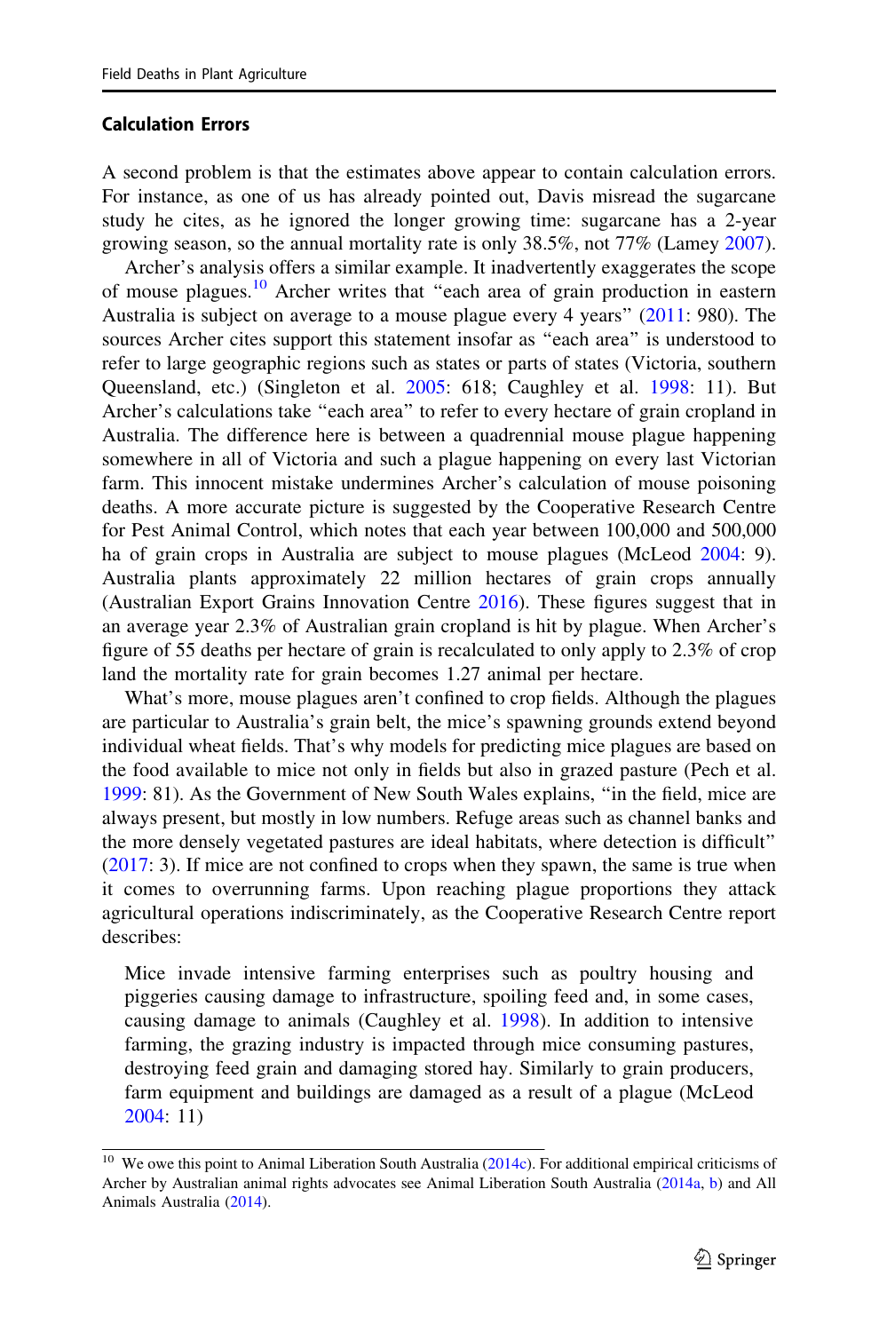### Calculation Errors

A second problem is that the estimates above appear to contain calculation errors. For instance, as one of us has already pointed out, Davis misread the sugarcane study he cites, as he ignored the longer growing time: sugarcane has a 2-year growing season, so the annual mortality rate is only 38.5%, not 77% (Lamey 2007).

Archer's analysis offers a similar example. It inadvertently exaggerates the scope of mouse plagues.[10] Archer writes that "each area of grain production in eastern Australia is subject on average to a mouse plague every 4 years" (2011: 980). The sources Archer cites support this statement insofar as "each area" is understood to refer to large geographic regions such as states or parts of states (Victoria, southern Queensland, etc.) (Singleton et al. 2005: 618; Caughley et al. 1998: 11). But Archer's calculations take "each area" to refer to every hectare of grain cropland in Australia. The difference here is between a quadrennial mouse plague happening somewhere in all of Victoria and such a plague happening on every last Victorian farm. This innocent mistake undermines Archer's calculation of mouse poisoning deaths. A more accurate picture is suggested by the Cooperative Research Centre for Pest Animal Control, which notes that each year between 100,000 and 500,000 ha of grain crops in Australia are subject to mouse plagues (McLeod 2004: 9). Australia plants approximately 22 million hectares of grain crops annually (Australian Export Grains Innovation Centre 2016). These figures suggest that in an average year 2.3% of Australian grain cropland is hit by plague. When Archer's figure of 55 deaths per hectare of grain is recalculated to only apply to 2.3% of crop land the mortality rate for grain becomes 1.27 animal per hectare.

What's more, mouse plagues aren't confined to crop fields. Although the plagues are particular to Australia's grain belt, the mice's spawning grounds extend beyond individual wheat fields. That's why models for predicting mice plagues are based on the food available to mice not only in fields but also in grazed pasture (Pech et al. 1999: 81). As the Government of New South Wales explains, "in the field, mice are always present, but mostly in low numbers. Refuge areas such as channel banks and the more densely vegetated pastures are ideal habitats, where detection is difficult" (2017: 3). If mice are not confined to crops when they spawn, the same is true when it comes to overrunning farms. Upon reaching plague proportions they attack agricultural operations indiscriminately, as the Cooperative Research Centre report describes:

> Mice invade intensive farming enterprises such as poultry housing and piggeries causing damage to infrastructure, spoiling feed and, in some cases, causing damage to animals (Caughley et al. 1998). In addition to intensive farming, the grazing industry is impacted through mice consuming pastures, destroying feed grain and damaging stored hay. Similarly to grain producers, farm equipment and buildings are damaged as a result of a plague (McLeod 2004: 11)

---

[10] We owe this point to Animal Liberation South Australia (2014c). For additional empirical criticisms of Archer by Australian animal rights advocates see Animal Liberation South Australia (2014a, b) and All Animals Australia (2014).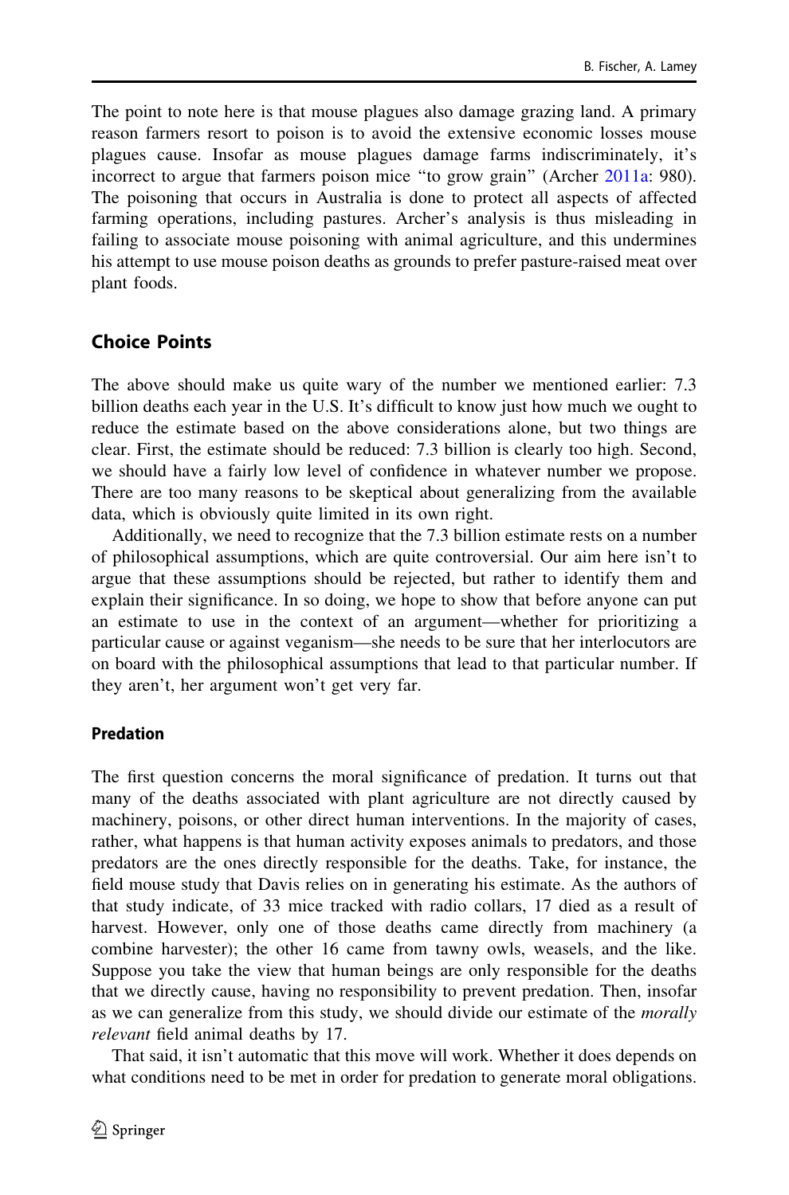The point to note here is that mouse plagues also damage grazing land. A primary reason farmers resort to poison is to avoid the extensive economic losses mouse plagues cause. Insofar as mouse plagues damage farms indiscriminately, it's incorrect to argue that farmers poison mice "to grow grain" (Archer 2011a: 980). The poisoning that occurs in Australia is done to protect all aspects of affected farming operations, including pastures. Archer's analysis is thus misleading in failing to associate mouse poisoning with animal agriculture, and this undermines his attempt to use mouse poison deaths as grounds to prefer pasture-raised meat over plant foods.

## Choice Points

The above should make us quite wary of the number we mentioned earlier: 7.3 billion deaths each year in the U.S. It's difficult to know just how much we ought to reduce the estimate based on the above considerations alone, but two things are clear. First, the estimate should be reduced: 7.3 billion is clearly too high. Second, we should have a fairly low level of confidence in whatever number we propose. There are too many reasons to be skeptical about generalizing from the available data, which is obviously quite limited in its own right.

Additionally, we need to recognize that the 7.3 billion estimate rests on a number of philosophical assumptions, which are quite controversial. Our aim here isn't to argue that these assumptions should be rejected, but rather to identify them and explain their significance. In so doing, we hope to show that before anyone can put an estimate to use in the context of an argument—whether for prioritizing a particular cause or against veganism—she needs to be sure that her interlocutors are on board with the philosophical assumptions that lead to that particular number. If they aren't, her argument won't get very far.

### Predation

The first question concerns the moral significance of predation. It turns out that many of the deaths associated with plant agriculture are not directly caused by machinery, poisons, or other direct human interventions. In the majority of cases, rather, what happens is that human activity exposes animals to predators, and those predators are the ones directly responsible for the deaths. Take, for instance, the field mouse study that Davis relies on in generating his estimate. As the authors of that study indicate, of 33 mice tracked with radio collars, 17 died as a result of harvest. However, only one of those deaths came directly from machinery (a combine harvester); the other 16 came from tawny owls, weasels, and the like. Suppose you take the view that human beings are only responsible for the deaths that we directly cause, having no responsibility to prevent predation. Then, insofar as we can generalize from this study, we should divide our estimate of the *morally relevant* field animal deaths by 17.

That said, it isn't automatic that this move will work. Whether it does depends on what conditions need to be met in order for predation to generate moral obligations.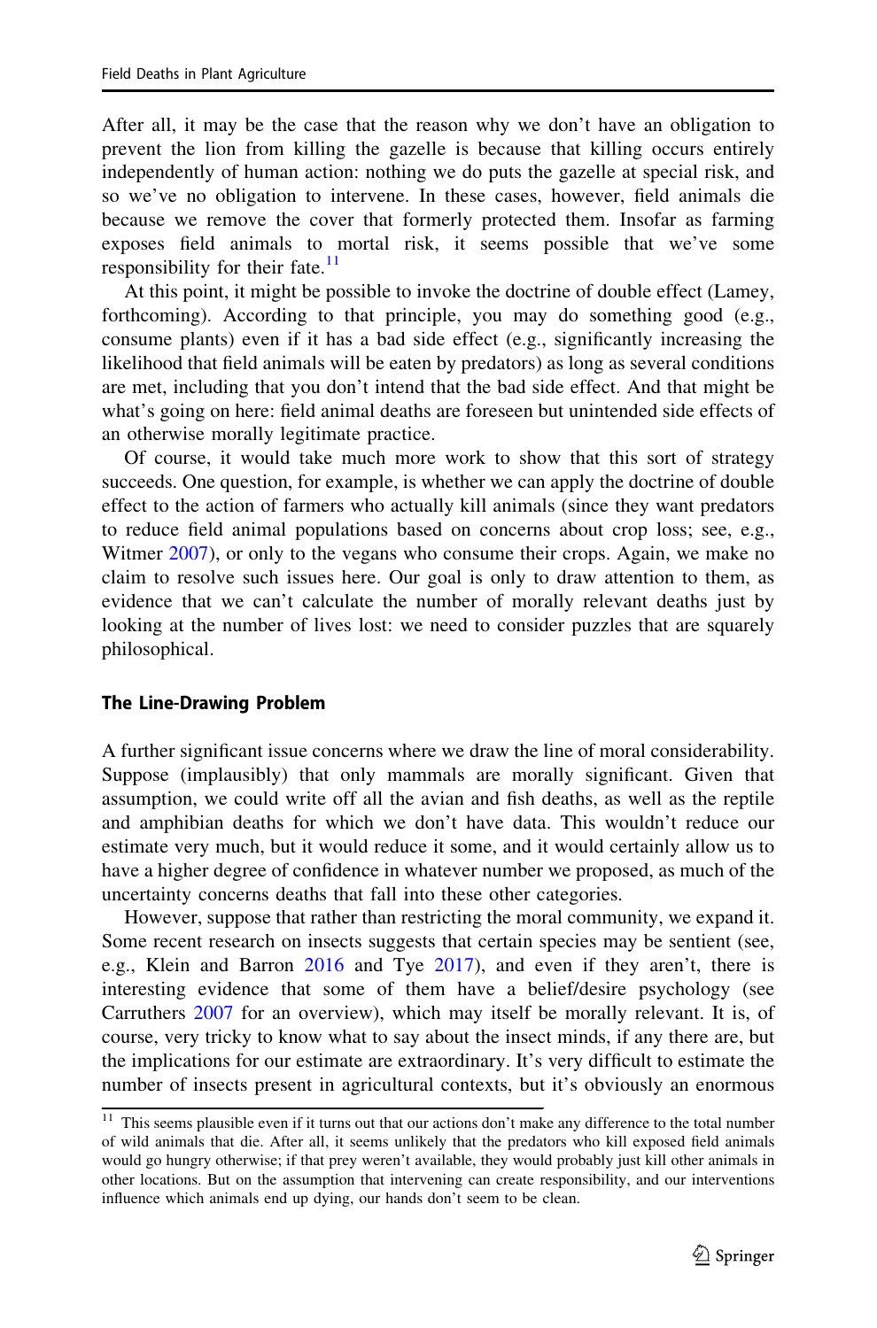After all, it may be the case that the reason why we don't have an obligation to prevent the lion from killing the gazelle is because that killing occurs entirely independently of human action: nothing we do puts the gazelle at special risk, and so we've no obligation to intervene. In these cases, however, field animals die because we remove the cover that formerly protected them. Insofar as farming exposes field animals to mortal risk, it seems possible that we've some responsibility for their fate.[11]

At this point, it might be possible to invoke the doctrine of double effect (Lamey, forthcoming). According to that principle, you may do something good (e.g., consume plants) even if it has a bad side effect (e.g., significantly increasing the likelihood that field animals will be eaten by predators) as long as several conditions are met, including that you don't intend that the bad side effect. And that might be what's going on here: field animal deaths are foreseen but unintended side effects of an otherwise morally legitimate practice.

Of course, it would take much more work to show that this sort of strategy succeeds. One question, for example, is whether we can apply the doctrine of double effect to the action of farmers who actually kill animals (since they want predators to reduce field animal populations based on concerns about crop loss; see, e.g., Witmer 2007), or only to the vegans who consume their crops. Again, we make no claim to resolve such issues here. Our goal is only to draw attention to them, as evidence that we can't calculate the number of morally relevant deaths just by looking at the number of lives lost: we need to consider puzzles that are squarely philosophical.

### The Line-Drawing Problem

A further significant issue concerns where we draw the line of moral considerability. Suppose (implausibly) that only mammals are morally significant. Given that assumption, we could write off all the avian and fish deaths, as well as the reptile and amphibian deaths for which we don't have data. This wouldn't reduce our estimate very much, but it would reduce it some, and it would certainly allow us to have a higher degree of confidence in whatever number we proposed, as much of the uncertainty concerns deaths that fall into these other categories.

However, suppose that rather than restricting the moral community, we expand it. Some recent research on insects suggests that certain species may be sentient (see, e.g., Klein and Barron 2016 and Tye 2017), and even if they aren't, there is interesting evidence that some of them have a belief/desire psychology (see Carruthers 2007 for an overview), which may itself be morally relevant. It is, of course, very tricky to know what to say about the insect minds, if any there are, but the implications for our estimate are extraordinary. It's very difficult to estimate the number of insects present in agricultural contexts, but it's obviously an enormous

[11] This seems plausible even if it turns out that our actions don't make any difference to the total number of wild animals that die. After all, it seems unlikely that the predators who kill exposed field animals would go hungry otherwise; if that prey weren't available, they would probably just kill other animals in other locations. But on the assumption that intervening can create responsibility, and our interventions influence which animals end up dying, our hands don't seem to be clean.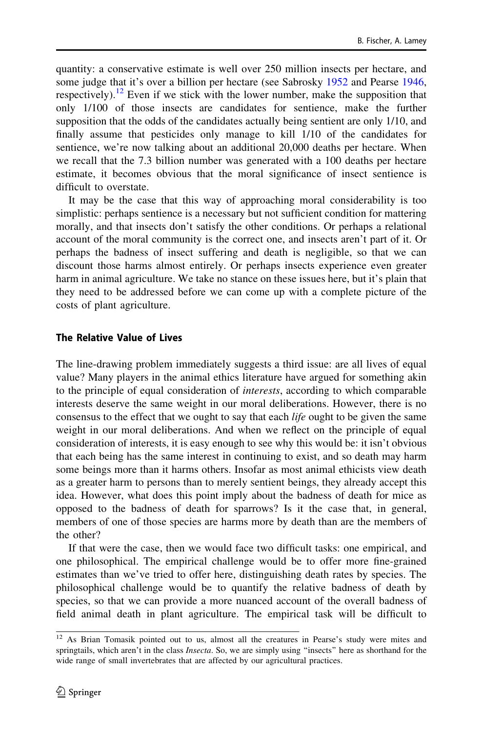quantity: a conservative estimate is well over 250 million insects per hectare, and some judge that it's over a billion per hectare (see Sabrosky 1952 and Pearse 1946, respectively).[12] Even if we stick with the lower number, make the supposition that only 1/100 of those insects are candidates for sentience, make the further supposition that the odds of the candidates actually being sentient are only 1/10, and finally assume that pesticides only manage to kill 1/10 of the candidates for sentience, we're now talking about an additional 20,000 deaths per hectare. When we recall that the 7.3 billion number was generated with a 100 deaths per hectare estimate, it becomes obvious that the moral significance of insect sentience is difficult to overstate.

It may be the case that this way of approaching moral considerability is too simplistic: perhaps sentience is a necessary but not sufficient condition for mattering morally, and that insects don't satisfy the other conditions. Or perhaps a relational account of the moral community is the correct one, and insects aren't part of it. Or perhaps the badness of insect suffering and death is negligible, so that we can discount those harms almost entirely. Or perhaps insects experience even greater harm in animal agriculture. We take no stance on these issues here, but it's plain that they need to be addressed before we can come up with a complete picture of the costs of plant agriculture.

### The Relative Value of Lives

The line-drawing problem immediately suggests a third issue: are all lives of equal value? Many players in the animal ethics literature have argued for something akin to the principle of equal consideration of *interests*, according to which comparable interests deserve the same weight in our moral deliberations. However, there is no consensus to the effect that we ought to say that each *life* ought to be given the same weight in our moral deliberations. And when we reflect on the principle of equal consideration of interests, it is easy enough to see why this would be: it isn't obvious that each being has the same interest in continuing to exist, and so death may harm some beings more than it harms others. Insofar as most animal ethicists view death as a greater harm to persons than to merely sentient beings, they already accept this idea. However, what does this point imply about the badness of death for mice as opposed to the badness of death for sparrows? Is it the case that, in general, members of one of those species are harms more by death than are the members of the other?

If that were the case, then we would face two difficult tasks: one empirical, and one philosophical. The empirical challenge would be to offer more fine-grained estimates than we've tried to offer here, distinguishing death rates by species. The philosophical challenge would be to quantify the relative badness of death by species, so that we can provide a more nuanced account of the overall badness of field animal death in plant agriculture. The empirical task will be difficult to

[12] As Brian Tomasik pointed out to us, almost all the creatures in Pearse's study were mites and springtails, which aren't in the class *Insecta*. So, we are simply using "insects" here as shorthand for the wide range of small invertebrates that are affected by our agricultural practices.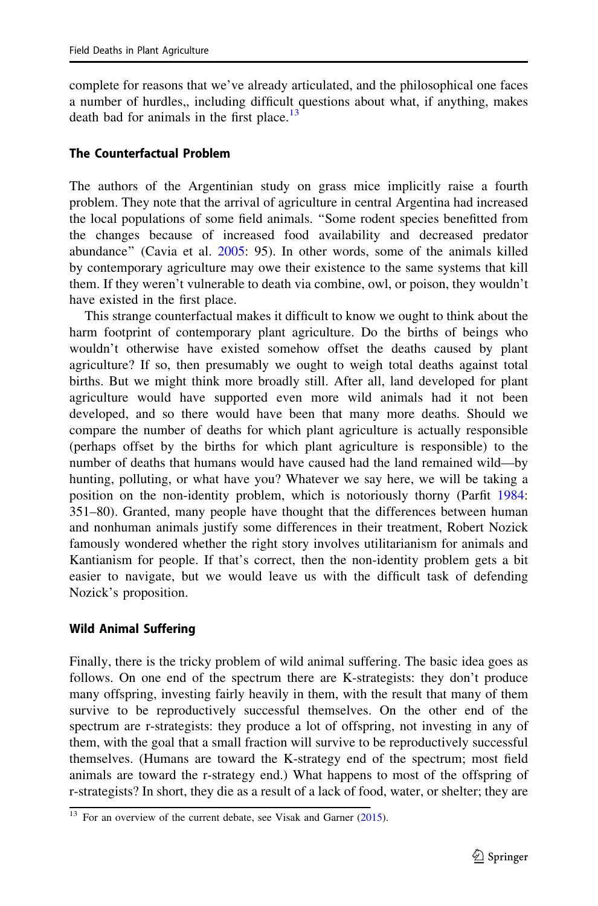complete for reasons that we've already articulated, and the philosophical one faces a number of hurdles,, including difficult questions about what, if anything, makes death bad for animals in the first place.[13]

### The Counterfactual Problem

The authors of the Argentinian study on grass mice implicitly raise a fourth problem. They note that the arrival of agriculture in central Argentina had increased the local populations of some field animals. "Some rodent species benefitted from the changes because of increased food availability and decreased predator abundance" (Cavia et al. 2005: 95). In other words, some of the animals killed by contemporary agriculture may owe their existence to the same systems that kill them. If they weren't vulnerable to death via combine, owl, or poison, they wouldn't have existed in the first place.

This strange counterfactual makes it difficult to know we ought to think about the harm footprint of contemporary plant agriculture. Do the births of beings who wouldn't otherwise have existed somehow offset the deaths caused by plant agriculture? If so, then presumably we ought to weigh total deaths against total births. But we might think more broadly still. After all, land developed for plant agriculture would have supported even more wild animals had it not been developed, and so there would have been that many more deaths. Should we compare the number of deaths for which plant agriculture is actually responsible (perhaps offset by the births for which plant agriculture is responsible) to the number of deaths that humans would have caused had the land remained wild—by hunting, polluting, or what have you? Whatever we say here, we will be taking a position on the non-identity problem, which is notoriously thorny (Parfit 1984: 351–80). Granted, many people have thought that the differences between human and nonhuman animals justify some differences in their treatment, Robert Nozick famously wondered whether the right story involves utilitarianism for animals and Kantianism for people. If that's correct, then the non-identity problem gets a bit easier to navigate, but we would leave us with the difficult task of defending Nozick's proposition.

### Wild Animal Suffering

Finally, there is the tricky problem of wild animal suffering. The basic idea goes as follows. On one end of the spectrum there are K-strategists: they don't produce many offspring, investing fairly heavily in them, with the result that many of them survive to be reproductively successful themselves. On the other end of the spectrum are r-strategists: they produce a lot of offspring, not investing in any of them, with the goal that a small fraction will survive to be reproductively successful themselves. (Humans are toward the K-strategy end of the spectrum; most field animals are toward the r-strategy end.) What happens to most of the offspring of r-strategists? In short, they die as a result of a lack of food, water, or shelter; they are

[13] For an overview of the current debate, see Visak and Garner (2015).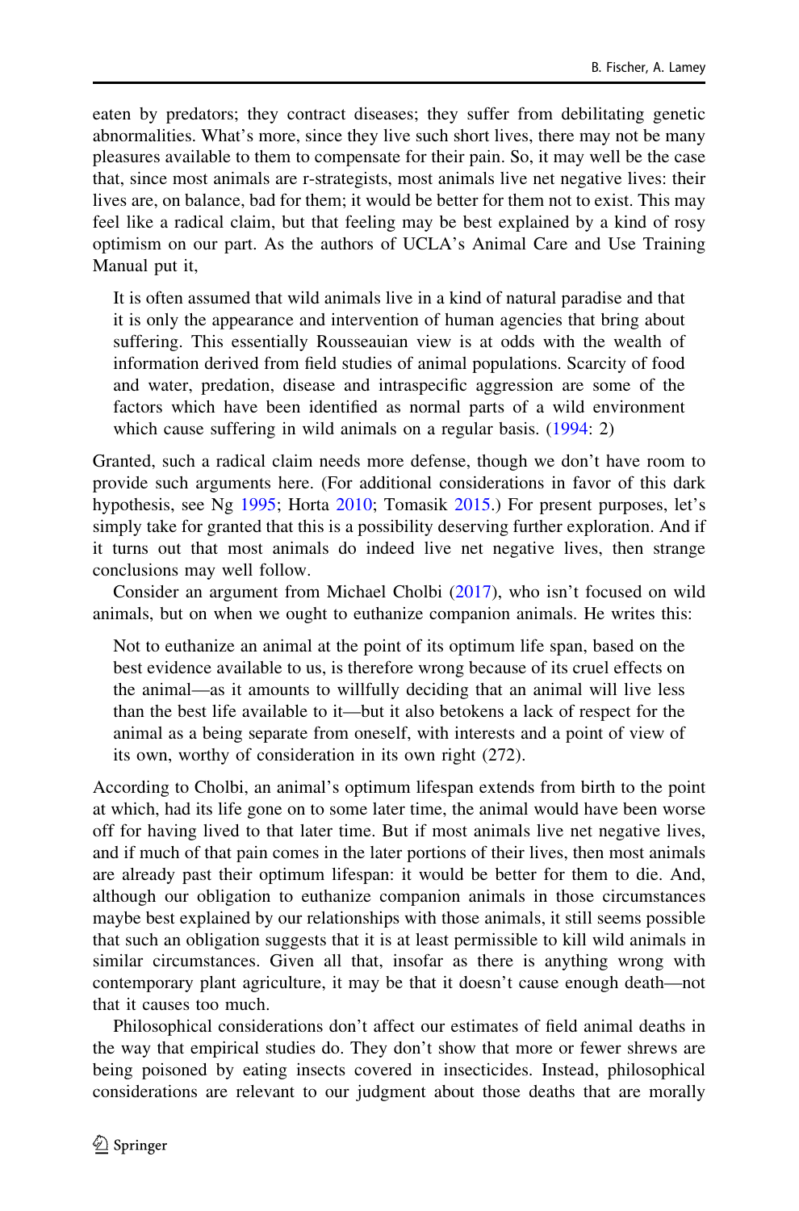eaten by predators; they contract diseases; they suffer from debilitating genetic abnormalities. What's more, since they live such short lives, there may not be many pleasures available to them to compensate for their pain. So, it may well be the case that, since most animals are r-strategists, most animals live net negative lives: their lives are, on balance, bad for them; it would be better for them not to exist. This may feel like a radical claim, but that feeling may be best explained by a kind of rosy optimism on our part. As the authors of UCLA's Animal Care and Use Training Manual put it,

> It is often assumed that wild animals live in a kind of natural paradise and that it is only the appearance and intervention of human agencies that bring about suffering. This essentially Rousseauian view is at odds with the wealth of information derived from field studies of animal populations. Scarcity of food and water, predation, disease and intraspecific aggression are some of the factors which have been identified as normal parts of a wild environment which cause suffering in wild animals on a regular basis. (1994: 2)

Granted, such a radical claim needs more defense, though we don't have room to provide such arguments here. (For additional considerations in favor of this dark hypothesis, see Ng 1995; Horta 2010; Tomasik 2015.) For present purposes, let's simply take for granted that this is a possibility deserving further exploration. And if it turns out that most animals do indeed live net negative lives, then strange conclusions may well follow.

Consider an argument from Michael Cholbi (2017), who isn't focused on wild animals, but on when we ought to euthanize companion animals. He writes this:

> Not to euthanize an animal at the point of its optimum life span, based on the best evidence available to us, is therefore wrong because of its cruel effects on the animal—as it amounts to willfully deciding that an animal will live less than the best life available to it—but it also betokens a lack of respect for the animal as a being separate from oneself, with interests and a point of view of its own, worthy of consideration in its own right (272).

According to Cholbi, an animal's optimum lifespan extends from birth to the point at which, had its life gone on to some later time, the animal would have been worse off for having lived to that later time. But if most animals live net negative lives, and if much of that pain comes in the later portions of their lives, then most animals are already past their optimum lifespan: it would be better for them to die. And, although our obligation to euthanize companion animals in those circumstances maybe best explained by our relationships with those animals, it still seems possible that such an obligation suggests that it is at least permissible to kill wild animals in similar circumstances. Given all that, insofar as there is anything wrong with contemporary plant agriculture, it may be that it doesn't cause enough death—not that it causes too much.

Philosophical considerations don't affect our estimates of field animal deaths in the way that empirical studies do. They don't show that more or fewer shrews are being poisoned by eating insects covered in insecticides. Instead, philosophical considerations are relevant to our judgment about those deaths that are morally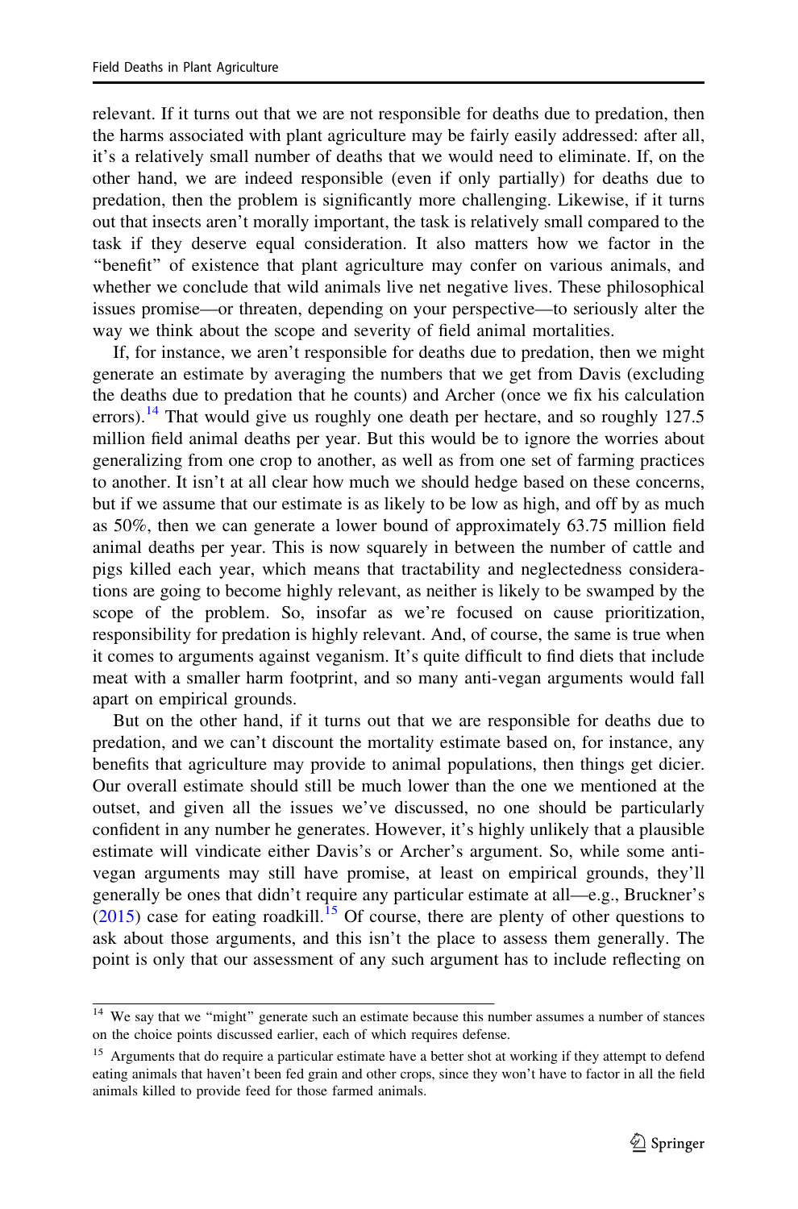relevant. If it turns out that we are not responsible for deaths due to predation, then the harms associated with plant agriculture may be fairly easily addressed: after all, it's a relatively small number of deaths that we would need to eliminate. If, on the other hand, we are indeed responsible (even if only partially) for deaths due to predation, then the problem is significantly more challenging. Likewise, if it turns out that insects aren't morally important, the task is relatively small compared to the task if they deserve equal consideration. It also matters how we factor in the "benefit" of existence that plant agriculture may confer on various animals, and whether we conclude that wild animals live net negative lives. These philosophical issues promise—or threaten, depending on your perspective—to seriously alter the way we think about the scope and severity of field animal mortalities.

If, for instance, we aren't responsible for deaths due to predation, then we might generate an estimate by averaging the numbers that we get from Davis (excluding the deaths due to predation that he counts) and Archer (once we fix his calculation errors).[14] That would give us roughly one death per hectare, and so roughly 127.5 million field animal deaths per year. But this would be to ignore the worries about generalizing from one crop to another, as well as from one set of farming practices to another. It isn't at all clear how much we should hedge based on these concerns, but if we assume that our estimate is as likely to be low as high, and off by as much as 50%, then we can generate a lower bound of approximately 63.75 million field animal deaths per year. This is now squarely in between the number of cattle and pigs killed each year, which means that tractability and neglectedness considerations are going to become highly relevant, as neither is likely to be swamped by the scope of the problem. So, insofar as we're focused on cause prioritization, responsibility for predation is highly relevant. And, of course, the same is true when it comes to arguments against veganism. It's quite difficult to find diets that include meat with a smaller harm footprint, and so many anti-vegan arguments would fall apart on empirical grounds.

But on the other hand, if it turns out that we are responsible for deaths due to predation, and we can't discount the mortality estimate based on, for instance, any benefits that agriculture may provide to animal populations, then things get dicier. Our overall estimate should still be much lower than the one we mentioned at the outset, and given all the issues we've discussed, no one should be particularly confident in any number he generates. However, it's highly unlikely that a plausible estimate will vindicate either Davis's or Archer's argument. So, while some anti-vegan arguments may still have promise, at least on empirical grounds, they'll generally be ones that didn't require any particular estimate at all—e.g., Bruckner's (2015) case for eating roadkill.[15] Of course, there are plenty of other questions to ask about those arguments, and this isn't the place to assess them generally. The point is only that our assessment of any such argument has to include reflecting on

---

[14] We say that we "might" generate such an estimate because this number assumes a number of stances on the choice points discussed earlier, each of which requires defense.

[15] Arguments that do require a particular estimate have a better shot at working if they attempt to defend eating animals that haven't been fed grain and other crops, since they won't have to factor in all the field animals killed to provide feed for those farmed animals.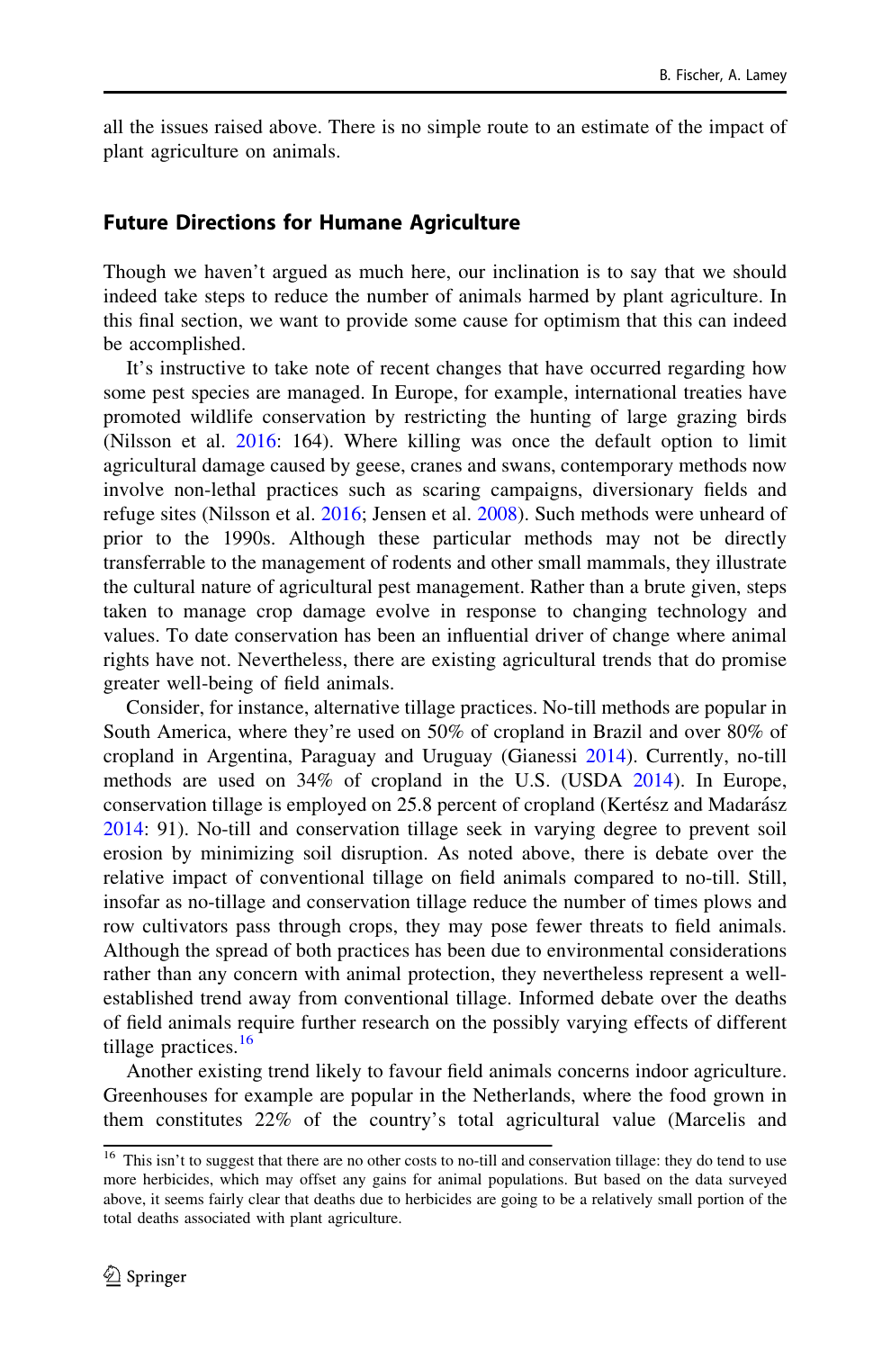all the issues raised above. There is no simple route to an estimate of the impact of plant agriculture on animals.

## Future Directions for Humane Agriculture

Though we haven't argued as much here, our inclination is to say that we should indeed take steps to reduce the number of animals harmed by plant agriculture. In this final section, we want to provide some cause for optimism that this can indeed be accomplished.

It's instructive to take note of recent changes that have occurred regarding how some pest species are managed. In Europe, for example, international treaties have promoted wildlife conservation by restricting the hunting of large grazing birds (Nilsson et al. 2016: 164). Where killing was once the default option to limit agricultural damage caused by geese, cranes and swans, contemporary methods now involve non-lethal practices such as scaring campaigns, diversionary fields and refuge sites (Nilsson et al. 2016; Jensen et al. 2008). Such methods were unheard of prior to the 1990s. Although these particular methods may not be directly transferrable to the management of rodents and other small mammals, they illustrate the cultural nature of agricultural pest management. Rather than a brute given, steps taken to manage crop damage evolve in response to changing technology and values. To date conservation has been an influential driver of change where animal rights have not. Nevertheless, there are existing agricultural trends that do promise greater well-being of field animals.

Consider, for instance, alternative tillage practices. No-till methods are popular in South America, where they're used on 50% of cropland in Brazil and over 80% of cropland in Argentina, Paraguay and Uruguay (Gianessi 2014). Currently, no-till methods are used on 34% of cropland in the U.S. (USDA 2014). In Europe, conservation tillage is employed on 25.8 percent of cropland (Kertész and Madarász 2014: 91). No-till and conservation tillage seek in varying degree to prevent soil erosion by minimizing soil disruption. As noted above, there is debate over the relative impact of conventional tillage on field animals compared to no-till. Still, insofar as no-tillage and conservation tillage reduce the number of times plows and row cultivators pass through crops, they may pose fewer threats to field animals. Although the spread of both practices has been due to environmental considerations rather than any concern with animal protection, they nevertheless represent a well-established trend away from conventional tillage. Informed debate over the deaths of field animals require further research on the possibly varying effects of different tillage practices.[16]

Another existing trend likely to favour field animals concerns indoor agriculture. Greenhouses for example are popular in the Netherlands, where the food grown in them constitutes 22% of the country's total agricultural value (Marcelis and

---

[16] This isn't to suggest that there are no other costs to no-till and conservation tillage: they do tend to use more herbicides, which may offset any gains for animal populations. But based on the data surveyed above, it seems fairly clear that deaths due to herbicides are going to be a relatively small portion of the total deaths associated with plant agriculture.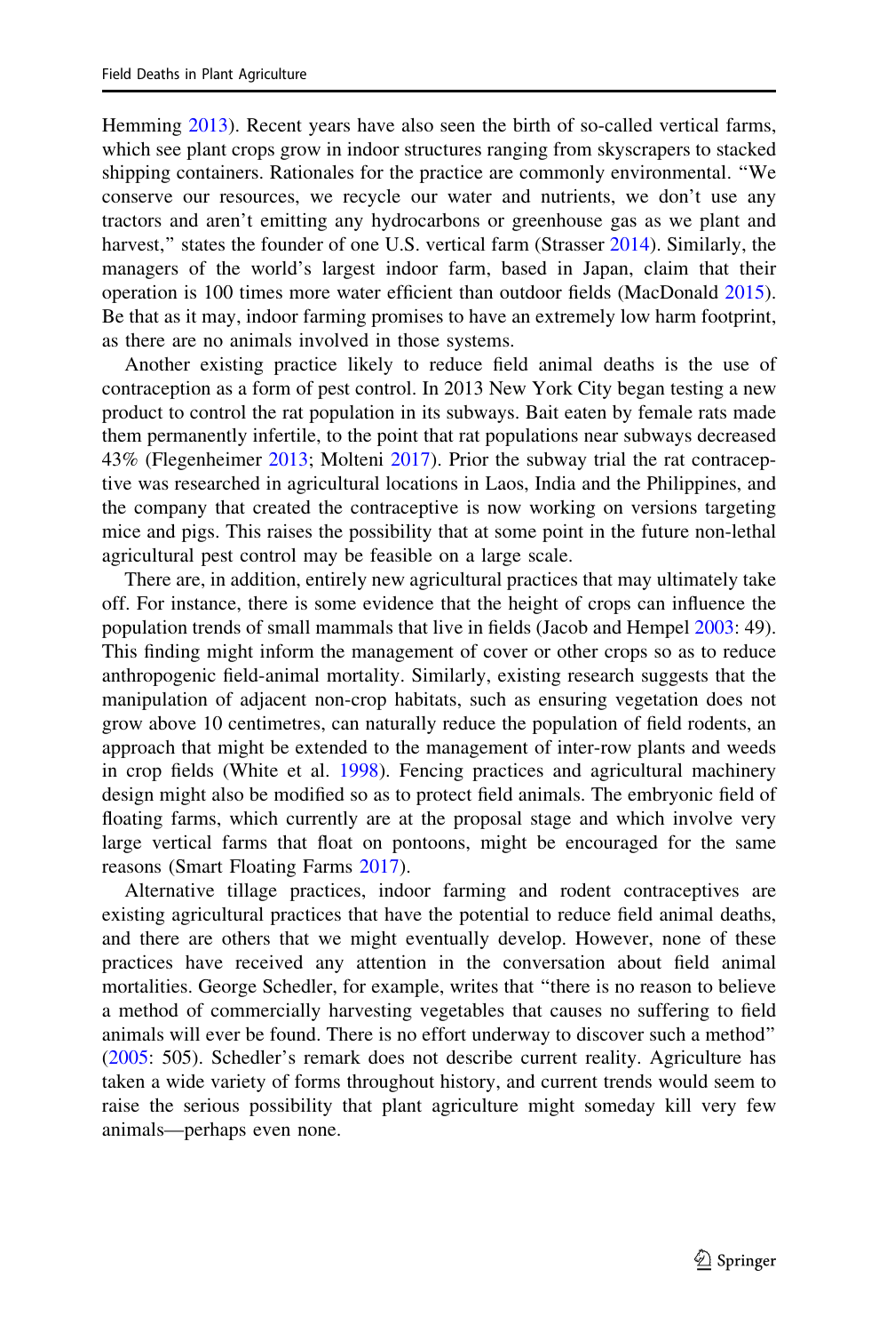Hemming 2013). Recent years have also seen the birth of so-called vertical farms, which see plant crops grow in indoor structures ranging from skyscrapers to stacked shipping containers. Rationales for the practice are commonly environmental. "We conserve our resources, we recycle our water and nutrients, we don't use any tractors and aren't emitting any hydrocarbons or greenhouse gas as we plant and harvest," states the founder of one U.S. vertical farm (Strasser 2014). Similarly, the managers of the world's largest indoor farm, based in Japan, claim that their operation is 100 times more water efficient than outdoor fields (MacDonald 2015). Be that as it may, indoor farming promises to have an extremely low harm footprint, as there are no animals involved in those systems.

Another existing practice likely to reduce field animal deaths is the use of contraception as a form of pest control. In 2013 New York City began testing a new product to control the rat population in its subways. Bait eaten by female rats made them permanently infertile, to the point that rat populations near subways decreased 43% (Flegenheimer 2013; Molteni 2017). Prior the subway trial the rat contraceptive was researched in agricultural locations in Laos, India and the Philippines, and the company that created the contraceptive is now working on versions targeting mice and pigs. This raises the possibility that at some point in the future non-lethal agricultural pest control may be feasible on a large scale.

There are, in addition, entirely new agricultural practices that may ultimately take off. For instance, there is some evidence that the height of crops can influence the population trends of small mammals that live in fields (Jacob and Hempel 2003: 49). This finding might inform the management of cover or other crops so as to reduce anthropogenic field-animal mortality. Similarly, existing research suggests that the manipulation of adjacent non-crop habitats, such as ensuring vegetation does not grow above 10 centimetres, can naturally reduce the population of field rodents, an approach that might be extended to the management of inter-row plants and weeds in crop fields (White et al. 1998). Fencing practices and agricultural machinery design might also be modified so as to protect field animals. The embryonic field of floating farms, which currently are at the proposal stage and which involve very large vertical farms that float on pontoons, might be encouraged for the same reasons (Smart Floating Farms 2017).

Alternative tillage practices, indoor farming and rodent contraceptives are existing agricultural practices that have the potential to reduce field animal deaths, and there are others that we might eventually develop. However, none of these practices have received any attention in the conversation about field animal mortalities. George Schedler, for example, writes that "there is no reason to believe a method of commercially harvesting vegetables that causes no suffering to field animals will ever be found. There is no effort underway to discover such a method" (2005: 505). Schedler's remark does not describe current reality. Agriculture has taken a wide variety of forms throughout history, and current trends would seem to raise the serious possibility that plant agriculture might someday kill very few animals—perhaps even none.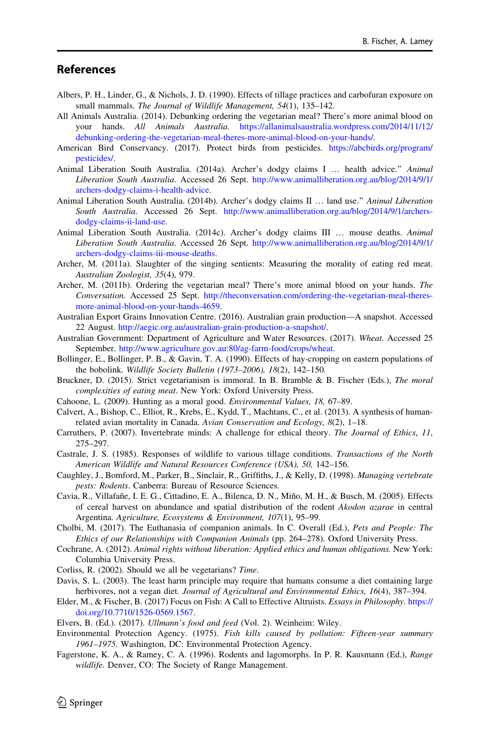## References

Albers, P. H., Linder, G., & Nichols, J. D. (1990). Effects of tillage practices and carbofuran exposure on small mammals. *The Journal of Wildlife Management, 54*(1), 135–142.

All Animals Australia. (2014). Debunking ordering the vegetarian meal? There's more animal blood on your hands. *All Animals Australia*. https://allanimalsaustralia.wordpress.com/2014/11/12/debunking-ordering-the-vegetarian-meal-theres-more-animal-blood-on-your-hands/.

American Bird Conservancy. (2017). Protect birds from pesticides. https://abcbirds.org/program/pesticides/.

Animal Liberation South Australia. (2014a). Archer's dodgy claims I … health advice." *Animal Liberation South Australia*. Accessed 26 Sept. http://www.animalliberation.org.au/blog/2014/9/1/archers-dodgy-claims-i-health-advice.

Animal Liberation South Australia. (2014b). Archer's dodgy claims II … land use." *Animal Liberation South Australia*. Accessed 26 Sept. http://www.animalliberation.org.au/blog/2014/9/1/archers-dodgy-claims-ii-land-use.

Animal Liberation South Australia. (2014c). Archer's dodgy claims III … mouse deaths. *Animal Liberation South Australia*. Accessed 26 Sept. http://www.animalliberation.org.au/blog/2014/9/1/archers-dodgy-claims-iii-mouse-deaths.

Archer, M. (2011a). Slaughter of the singing sentients: Measuring the morality of eating red meat. *Australian Zoologist, 35*(4), 979.

Archer, M. (2011b). Ordering the vegetarian meal? There's more animal blood on your hands. *The Conversation*. Accessed 25 Sept. http://theconversation.com/ordering-the-vegetarian-meal-theres-more-animal-blood-on-your-hands-4659.

Australian Export Grains Innovation Centre. (2016). Australian grain production—A snapshot. Accessed 22 August. http://aegic.org.au/australian-grain-production-a-snapshot/.

Australian Government: Department of Agriculture and Water Resources. (2017). *Wheat*. Accessed 25 September. http://www.agriculture.gov.au:80/ag-farm-food/crops/wheat.

Bollinger, E., Bollinger, P. B., & Gavin, T. A. (1990). Effects of hay-cropping on eastern populations of the bobolink. *Wildlife Society Bulletin (1973–2006), 18*(2), 142–150.

Bruckner, D. (2015). Strict vegetarianism is immoral. In B. Bramble & B. Fischer (Eds.), *The moral complexities of eating meat*. New York: Oxford University Press.

Cahoone, L. (2009). Hunting as a moral good. *Environmental Values, 18*, 67–89.

Calvert, A., Bishop, C., Elliot, R., Krebs, E., Kydd, T., Machtans, C., et al. (2013). A synthesis of human-related avian mortality in Canada. *Avian Conservation and Ecology, 8*(2), 1–18.

Carruthers, P. (2007). Invertebrate minds: A challenge for ethical theory. *The Journal of Ethics*, *11*, 275–297.

Castrale, J. S. (1985). Responses of wildlife to various tillage conditions. *Transactions of the North American Wildlife and Natural Resources Conference (USA), 50*, 142–156.

Caughley, J., Bomford, M., Parker, B., Sinclair, R., Griffiths, J., & Kelly, D. (1998). *Managing vertebrate pests: Rodents*. Canberra: Bureau of Resource Sciences.

Cavia, R., Villafañe, I. E. G., Cittadino, E. A., Bilenca, D. N., Miño, M. H., & Busch, M. (2005). Effects of cereal harvest on abundance and spatial distribution of the rodent *Akodon azarae* in central Argentina. *Agriculture, Ecosystems & Environment, 107*(1), 95–99.

Cholbi, M. (2017). The Euthanasia of companion animals. In C. Overall (Ed.), *Pets and People: The Ethics of our Relationships with Companion Animals* (pp. 264–278). Oxford University Press.

Cochrane, A. (2012). *Animal rights without liberation: Applied ethics and human obligations*. New York: Columbia University Press.

Corliss, R. (2002). Should we all be vegetarians? *Time*.

Davis, S. L. (2003). The least harm principle may require that humans consume a diet containing large herbivores, not a vegan diet. *Journal of Agricultural and Environmental Ethics, 16*(4), 387–394.

Elder, M., & Fischer, B. (2017) Focus on Fish: A Call to Effective Altruists. *Essays in Philosophy*. https://doi.org/10.7710/1526-0569.1567.

Elvers, B. (Ed.). (2017). *Ullmann's food and feed* (Vol. 2). Weinheim: Wiley.

Environmental Protection Agency. (1975). *Fish kills caused by pollution: Fifteen-year summary 1961–1975*. Washington, DC: Environmental Protection Agency.

Fagerstone, K. A., & Ramey, C. A. (1996). Rodents and lagomorphs. In P. R. Kausmann (Ed.), *Range wildlife*. Denver, CO: The Society of Range Management.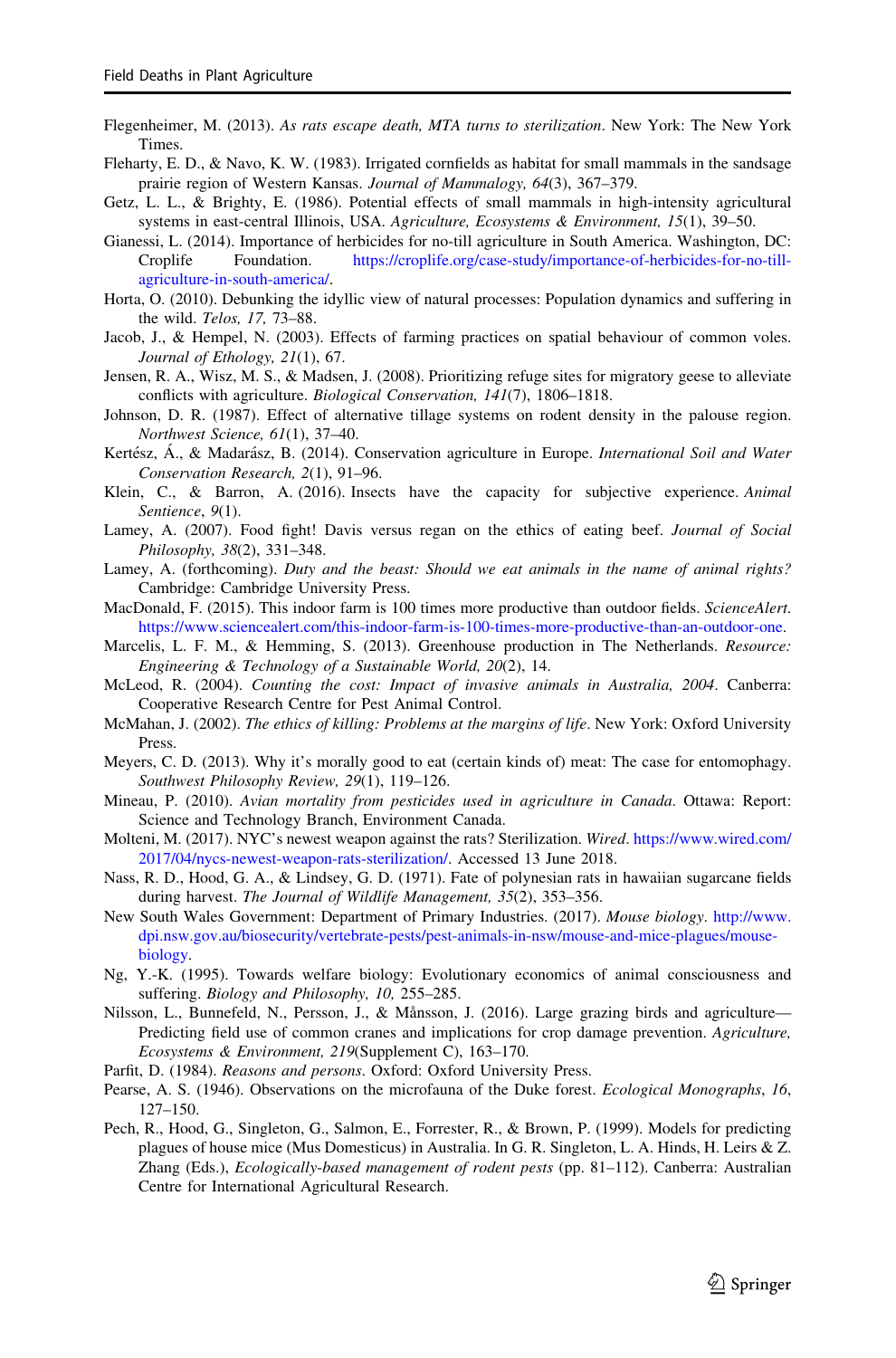Flegenheimer, M. (2013). *As rats escape death, MTA turns to sterilization*. New York: The New York Times.

Fleharty, E. D., & Navo, K. W. (1983). Irrigated cornfields as habitat for small mammals in the sandsage prairie region of Western Kansas. *Journal of Mammalogy, 64*(3), 367–379.

Getz, L. L., & Brighty, E. (1986). Potential effects of small mammals in high-intensity agricultural systems in east-central Illinois, USA. *Agriculture, Ecosystems & Environment, 15*(1), 39–50.

Gianessi, L. (2014). Importance of herbicides for no-till agriculture in South America. Washington, DC: Croplife Foundation. https://croplife.org/case-study/importance-of-herbicides-for-no-till-agriculture-in-south-america/.

Horta, O. (2010). Debunking the idyllic view of natural processes: Population dynamics and suffering in the wild. *Telos, 17*, 73–88.

Jacob, J., & Hempel, N. (2003). Effects of farming practices on spatial behaviour of common voles. *Journal of Ethology, 21*(1), 67.

Jensen, R. A., Wisz, M. S., & Madsen, J. (2008). Prioritizing refuge sites for migratory geese to alleviate conflicts with agriculture. *Biological Conservation, 141*(7), 1806–1818.

Johnson, D. R. (1987). Effect of alternative tillage systems on rodent density in the palouse region. *Northwest Science, 61*(1), 37–40.

Kertész, Á., & Madarász, B. (2014). Conservation agriculture in Europe. *International Soil and Water Conservation Research, 2*(1), 91–96.

Klein, C., & Barron, A. (2016). Insects have the capacity for subjective experience. *Animal Sentience*, *9*(1).

Lamey, A. (2007). Food fight! Davis versus regan on the ethics of eating beef. *Journal of Social Philosophy, 38*(2), 331–348.

Lamey, A. (forthcoming). *Duty and the beast: Should we eat animals in the name of animal rights?* Cambridge: Cambridge University Press.

MacDonald, F. (2015). This indoor farm is 100 times more productive than outdoor fields. *ScienceAlert*. https://www.sciencealert.com/this-indoor-farm-is-100-times-more-productive-than-an-outdoor-one.

Marcelis, L. F. M., & Hemming, S. (2013). Greenhouse production in The Netherlands. *Resource: Engineering & Technology of a Sustainable World, 20*(2), 14.

McLeod, R. (2004). *Counting the cost: Impact of invasive animals in Australia, 2004*. Canberra: Cooperative Research Centre for Pest Animal Control.

McMahan, J. (2002). *The ethics of killing: Problems at the margins of life*. New York: Oxford University Press.

Meyers, C. D. (2013). Why it's morally good to eat (certain kinds of) meat: The case for entomophagy. *Southwest Philosophy Review, 29*(1), 119–126.

Mineau, P. (2010). *Avian mortality from pesticides used in agriculture in Canada*. Ottawa: Report: Science and Technology Branch, Environment Canada.

Molteni, M. (2017). NYC's newest weapon against the rats? Sterilization. *Wired*. https://www.wired.com/2017/04/nycs-newest-weapon-rats-sterilization/. Accessed 13 June 2018.

Nass, R. D., Hood, G. A., & Lindsey, G. D. (1971). Fate of polynesian rats in hawaiian sugarcane fields during harvest. *The Journal of Wildlife Management, 35*(2), 353–356.

New South Wales Government: Department of Primary Industries. (2017). *Mouse biology*. http://www.dpi.nsw.gov.au/biosecurity/vertebrate-pests/pest-animals-in-nsw/mouse-and-mice-plagues/mouse-biology.

Ng, Y.-K. (1995). Towards welfare biology: Evolutionary economics of animal consciousness and suffering. *Biology and Philosophy, 10*, 255–285.

Nilsson, L., Bunnefeld, N., Persson, J., & Månsson, J. (2016). Large grazing birds and agriculture—Predicting field use of common cranes and implications for crop damage prevention. *Agriculture, Ecosystems & Environment, 219*(Supplement C), 163–170.

Parfit, D. (1984). *Reasons and persons*. Oxford: Oxford University Press.

Pearse, A. S. (1946). Observations on the microfauna of the Duke forest. *Ecological Monographs*, *16*, 127–150.

Pech, R., Hood, G., Singleton, G., Salmon, E., Forrester, R., & Brown, P. (1999). Models for predicting plagues of house mice (Mus Domesticus) in Australia. In G. R. Singleton, L. A. Hinds, H. Leirs & Z. Zhang (Eds.), *Ecologically-based management of rodent pests* (pp. 81–112). Canberra: Australian Centre for International Agricultural Research.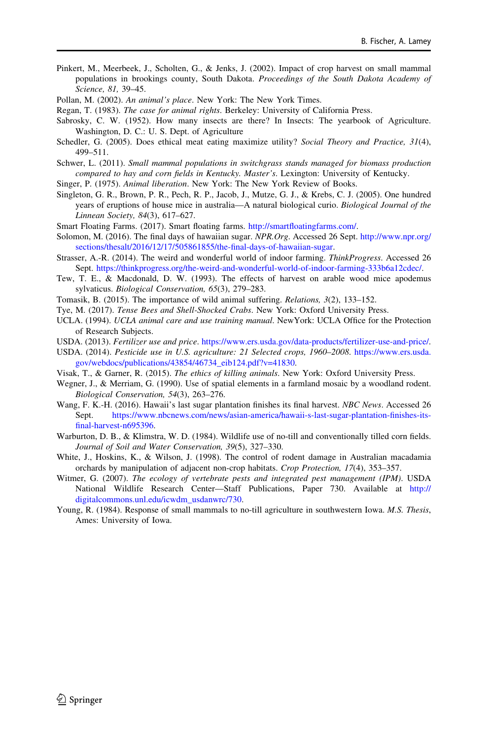Pinkert, M., Meerbeek, J., Scholten, G., & Jenks, J. (2002). Impact of crop harvest on small mammal populations in brookings county, South Dakota. *Proceedings of the South Dakota Academy of Science, 81,* 39–45.

Pollan, M. (2002). *An animal's place*. New York: The New York Times.

Regan, T. (1983). *The case for animal rights*. Berkeley: University of California Press.

Sabrosky, C. W. (1952). How many insects are there? In Insects: The yearbook of Agriculture. Washington, D. C.: U. S. Dept. of Agriculture

Schedler, G. (2005). Does ethical meat eating maximize utility? *Social Theory and Practice, 31*(4), 499–511.

Schwer, L. (2011). *Small mammal populations in switchgrass stands managed for biomass production compared to hay and corn fields in Kentucky. Master's*. Lexington: University of Kentucky.

Singer, P. (1975). *Animal liberation*. New York: The New York Review of Books.

Singleton, G. R., Brown, P. R., Pech, R. P., Jacob, J., Mutze, G. J., & Krebs, C. J. (2005). One hundred years of eruptions of house mice in australia—A natural biological curio. *Biological Journal of the Linnean Society, 84*(3), 617–627.

Smart Floating Farms. (2017). Smart floating farms. http://smartfloatingfarms.com/.

Solomon, M. (2016). The final days of hawaiian sugar. *NPR.Org*. Accessed 26 Sept. http://www.npr.org/sections/thesalt/2016/12/17/505861855/the-final-days-of-hawaiian-sugar.

Strasser, A.-R. (2014). The weird and wonderful world of indoor farming. *ThinkProgress*. Accessed 26 Sept. https://thinkprogress.org/the-weird-and-wonderful-world-of-indoor-farming-333b6a12cdec/.

Tew, T. E., & Macdonald, D. W. (1993). The effects of harvest on arable wood mice apodemus sylvaticus. *Biological Conservation, 65*(3), 279–283.

Tomasik, B. (2015). The importance of wild animal suffering. *Relations, 3*(2), 133–152.

Tye, M. (2017). *Tense Bees and Shell-Shocked Crabs*. New York: Oxford University Press.

UCLA. (1994). *UCLA animal care and use training manual*. NewYork: UCLA Office for the Protection of Research Subjects.

USDA. (2013). *Fertilizer use and price*. https://www.ers.usda.gov/data-products/fertilizer-use-and-price/.

USDA. (2014). *Pesticide use in U.S. agriculture: 21 Selected crops, 1960–2008*. https://www.ers.usda.gov/webdocs/publications/43854/46734_eib124.pdf?v=41830.

Visak, T., & Garner, R. (2015). *The ethics of killing animals*. New York: Oxford University Press.

Wegner, J., & Merriam, G. (1990). Use of spatial elements in a farmland mosaic by a woodland rodent. *Biological Conservation, 54*(3), 263–276.

Wang, F. K.-H. (2016). Hawaii's last sugar plantation finishes its final harvest. *NBC News*. Accessed 26 Sept. https://www.nbcnews.com/news/asian-america/hawaii-s-last-sugar-plantation-finishes-its-final-harvest-n695396.

Warburton, D. B., & Klimstra, W. D. (1984). Wildlife use of no-till and conventionally tilled corn fields. *Journal of Soil and Water Conservation, 39*(5), 327–330.

White, J., Hoskins, K., & Wilson, J. (1998). The control of rodent damage in Australian macadamia orchards by manipulation of adjacent non-crop habitats. *Crop Protection, 17*(4), 353–357.

Witmer, G. (2007). *The ecology of vertebrate pests and integrated pest management (IPM)*. USDA National Wildlife Research Center—Staff Publications, Paper 730. Available at http://digitalcommons.unl.edu/icwdm_usdanwrc/730.

Young, R. (1984). Response of small mammals to no-till agriculture in southwestern Iowa. *M.S. Thesis*, Ames: University of Iowa.